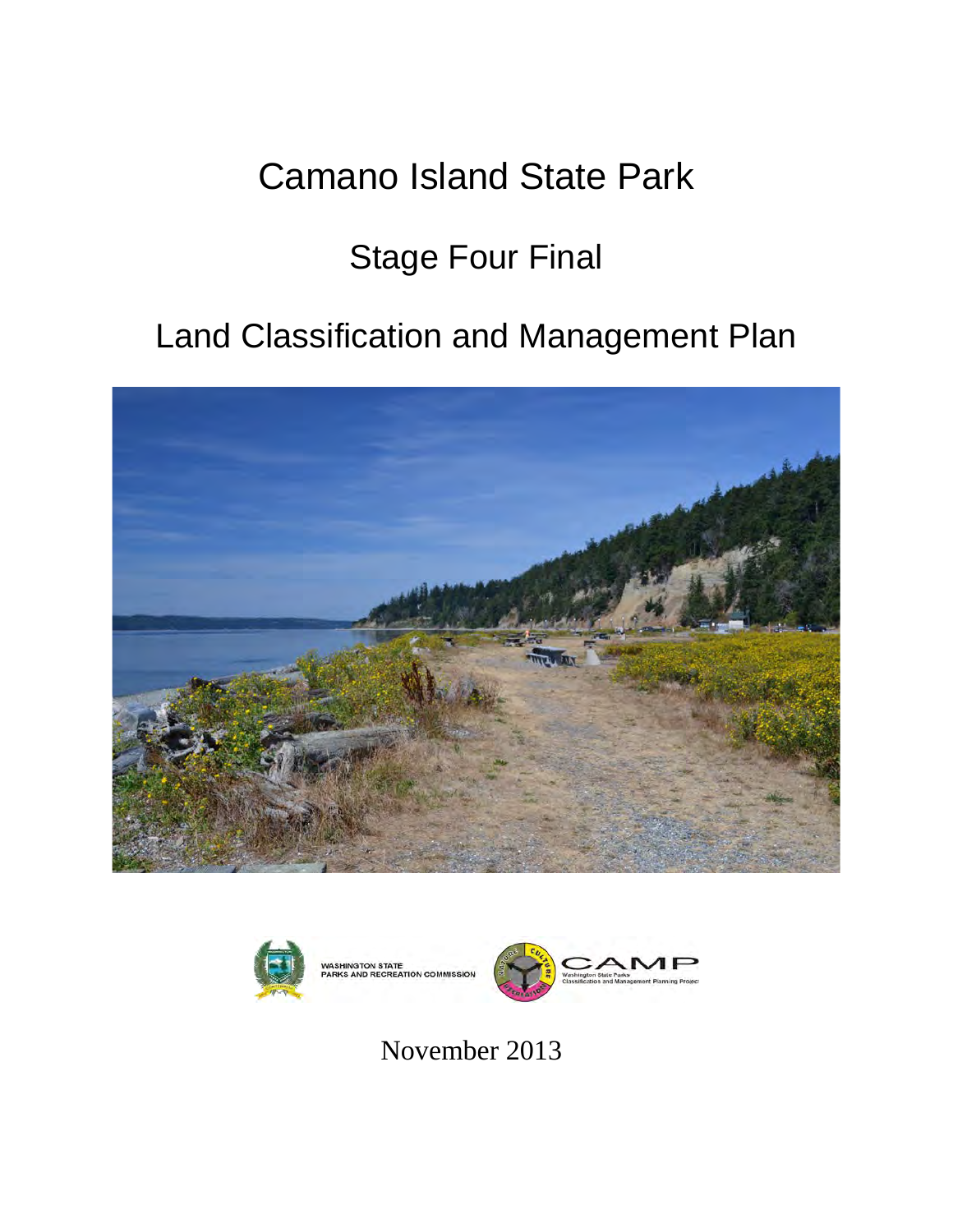# Camano Island State Park

## Stage Four Final

## Land Classification and Management Plan

WASHINGTON STATE PARKS AND RECREATION COMMISSION

CAMP Washington State Parks Classification and Management Planning Project

November 2013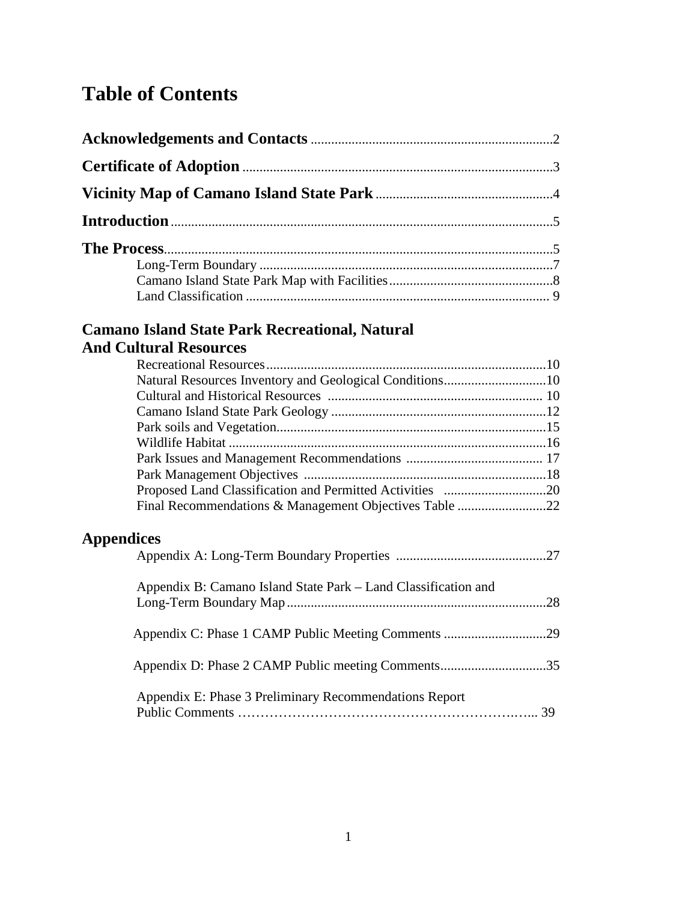# Table of Contents

**Acknowledgements and Contacts** ....................................................................2

**Certificate of Adoption** ...........................................................................................3

**Vicinity Map of Camano Island State Park** ...................................................4

**Introduction** ...............................................................................................................5

**The Process** .................................................................................................................5

- Long-Term Boundary .......................................................................................7
- Camano Island State Park Map with Facilities................................................8
- Land Classification ......................................................................................... 9

## Camano Island State Park Recreational, Natural And Cultural Resources

- Recreational Resources..................................................................................10
- Natural Resources Inventory and Geological Conditions..............................10
- Cultural and Historical Resources .............................................................. 10
- Camano Island State Park Geology ...............................................................12
- Park soils and Vegetation...............................................................................15
- Wildlife Habitat .............................................................................................16
- Park Issues and Management Recommendations ........................................ 17
- Park Management Objectives .......................................................................18
- Proposed Land Classification and Permitted Activities ..............................20
- Final Recommendations & Management Objectives Table ..........................22

## Appendices

- Appendix A: Long-Term Boundary Properties ............................................27
- Appendix B: Camano Island State Park – Land Classification and Long-Term Boundary Map............................................................................28
- Appendix C: Phase 1 CAMP Public Meeting Comments ..............................29
- Appendix D: Phase 2 CAMP Public meeting Comments...............................35
- Appendix E: Phase 3 Preliminary Recommendations Report Public Comments ……………………………………………………..…... 39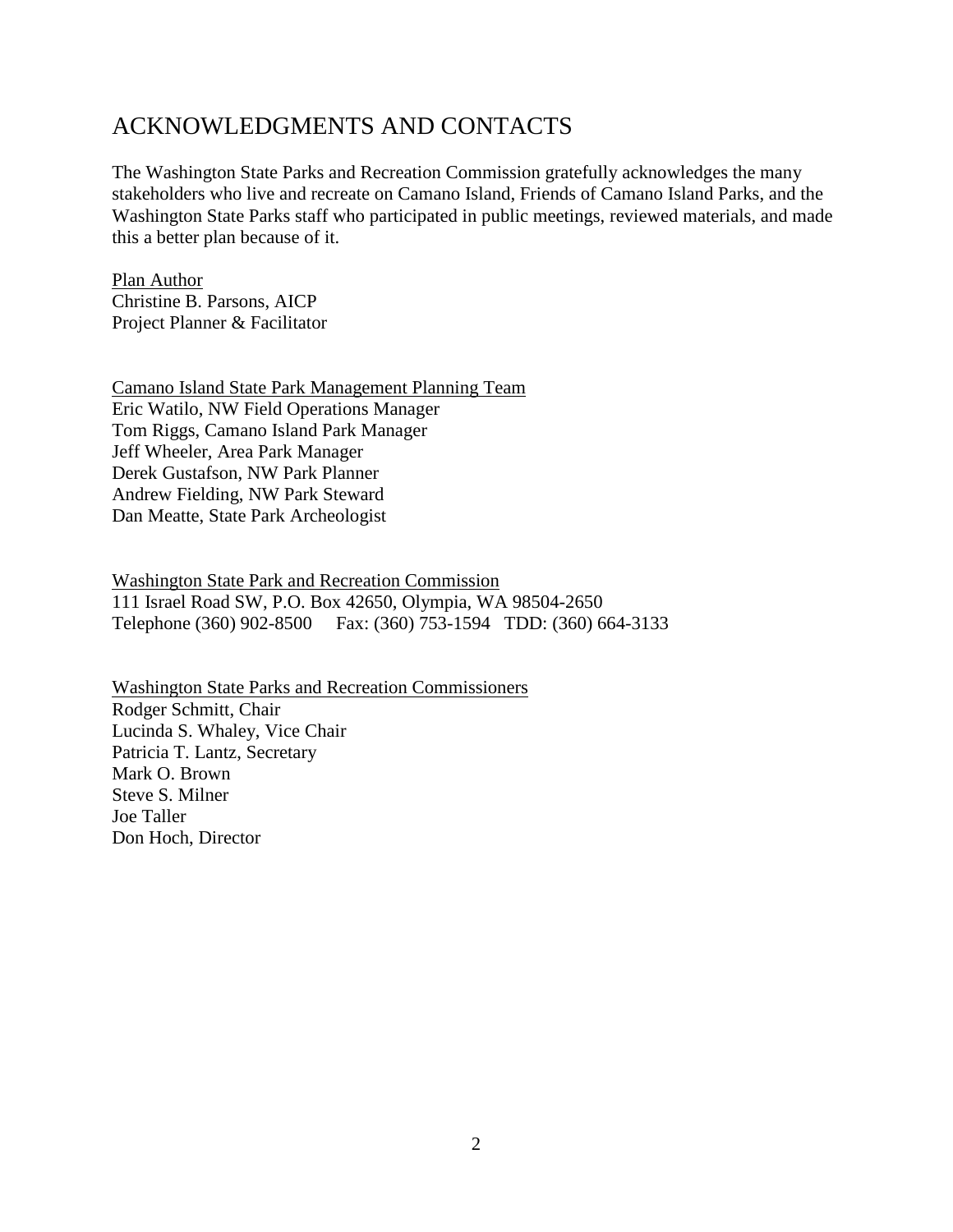# ACKNOWLEDGMENTS AND CONTACTS

The Washington State Parks and Recreation Commission gratefully acknowledges the many stakeholders who live and recreate on Camano Island, Friends of Camano Island Parks, and the Washington State Parks staff who participated in public meetings, reviewed materials, and made this a better plan because of it.

<u>Plan Author</u>
Christine B. Parsons, AICP
Project Planner & Facilitator

<u>Camano Island State Park Management Planning Team</u>
Eric Watilo, NW Field Operations Manager
Tom Riggs, Camano Island Park Manager
Jeff Wheeler, Area Park Manager
Derek Gustafson, NW Park Planner
Andrew Fielding, NW Park Steward
Dan Meatte, State Park Archeologist

<u>Washington State Park and Recreation Commission</u>
111 Israel Road SW, P.O. Box 42650, Olympia, WA 98504-2650
Telephone (360) 902-8500 Fax: (360) 753-1594 TDD: (360) 664-3133

<u>Washington State Parks and Recreation Commissioners</u>
Rodger Schmitt, Chair
Lucinda S. Whaley, Vice Chair
Patricia T. Lantz, Secretary
Mark O. Brown
Steve S. Milner
Joe Taller
Don Hoch, Director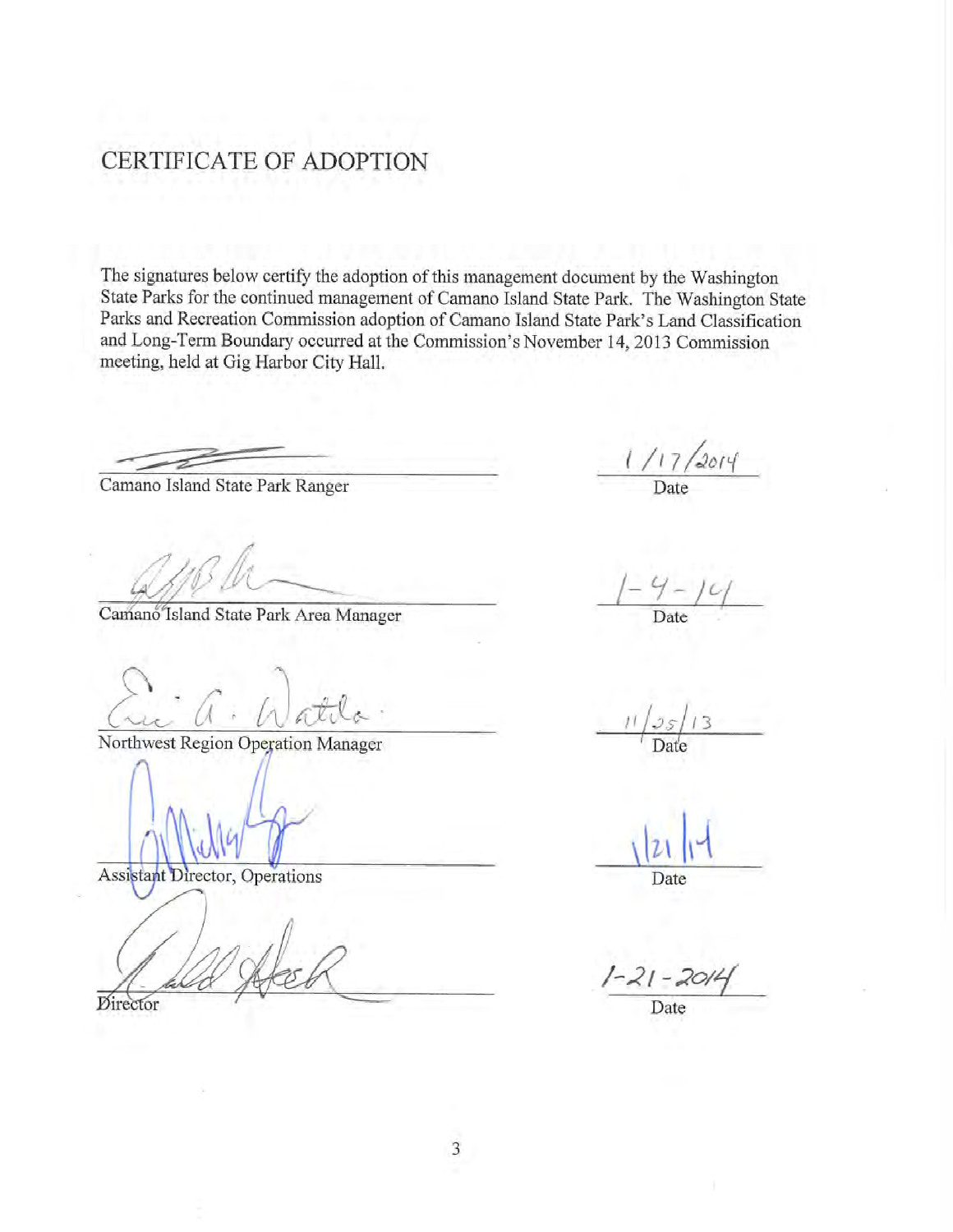# CERTIFICATE OF ADOPTION

The signatures below certify the adoption of this management document by the Washington State Parks for the continued management of Camano Island State Park. The Washington State Parks and Recreation Commission adoption of Camano Island State Park's Land Classification and Long-Term Boundary occurred at the Commission's November 14, 2013 Commission meeting, held at Gig Harbor City Hall.

| Signature | Date |
|---|---|
| Camano Island State Park Ranger | 1/17/2014 |
| Camano Island State Park Area Manager | 1-4-14 |
| Northwest Region Operation Manager | 11/25/13 |
| Assistant Director, Operations | 1/21/14 |
| Director | 1-21-2014 |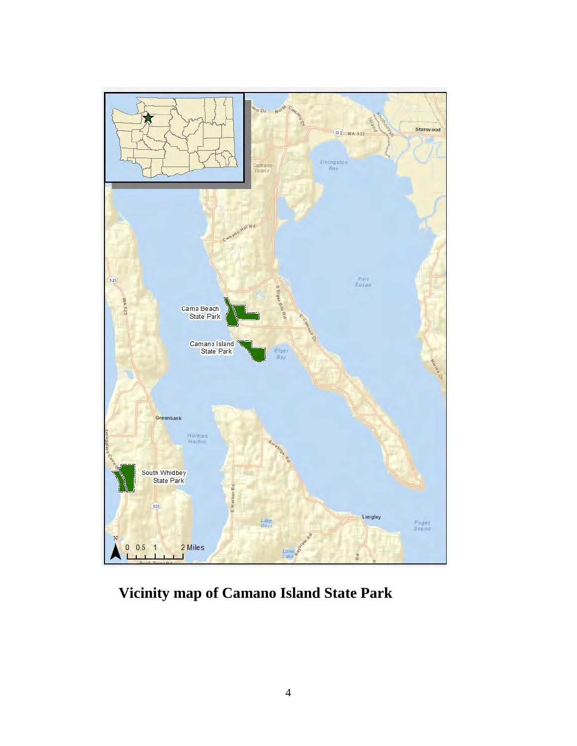**Vicinity map of Camano Island State Park**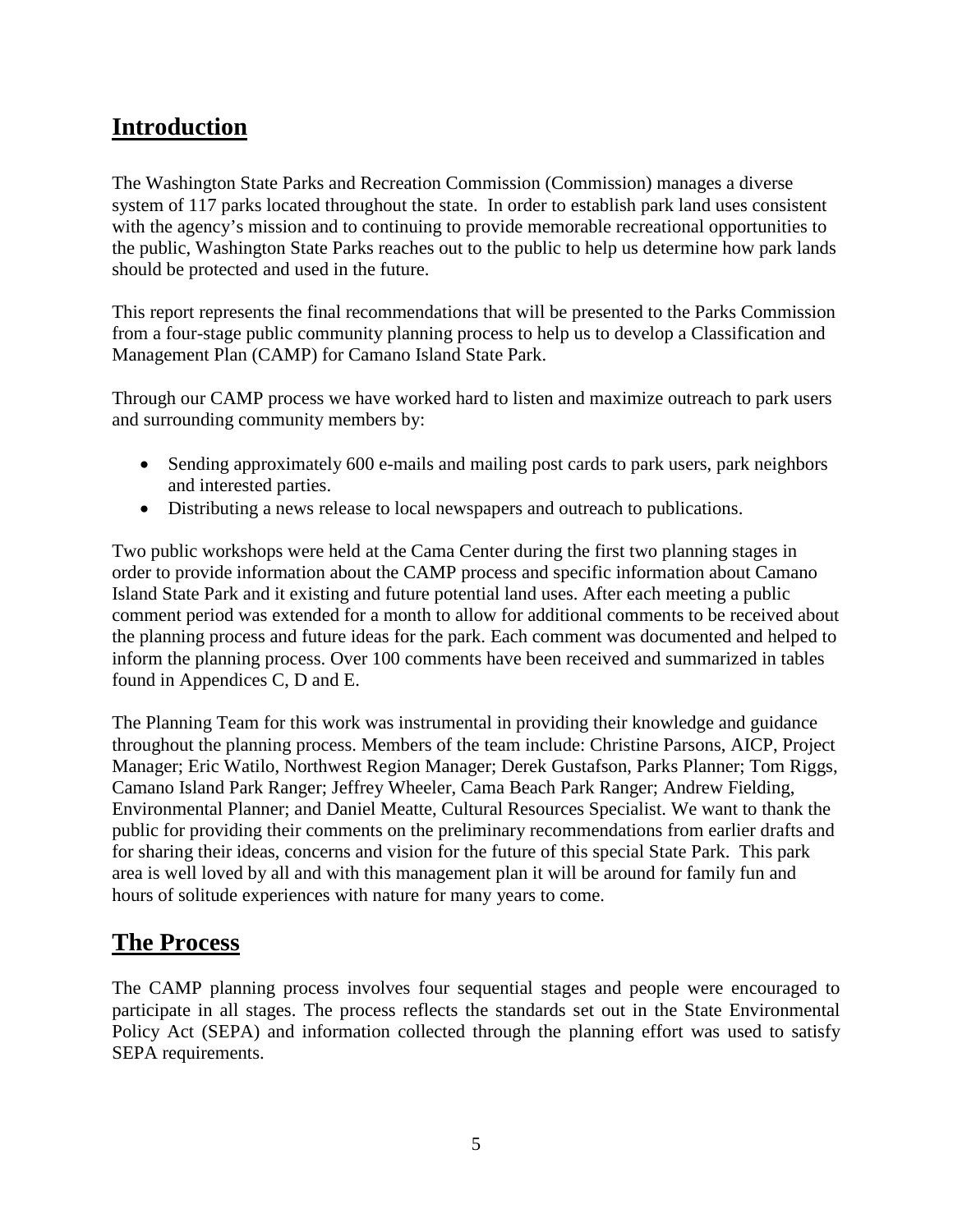## Introduction

The Washington State Parks and Recreation Commission (Commission) manages a diverse system of 117 parks located throughout the state. In order to establish park land uses consistent with the agency's mission and to continuing to provide memorable recreational opportunities to the public, Washington State Parks reaches out to the public to help us determine how park lands should be protected and used in the future.

This report represents the final recommendations that will be presented to the Parks Commission from a four-stage public community planning process to help us to develop a Classification and Management Plan (CAMP) for Camano Island State Park.

Through our CAMP process we have worked hard to listen and maximize outreach to park users and surrounding community members by:

- Sending approximately 600 e-mails and mailing post cards to park users, park neighbors and interested parties.
- Distributing a news release to local newspapers and outreach to publications.

Two public workshops were held at the Cama Center during the first two planning stages in order to provide information about the CAMP process and specific information about Camano Island State Park and it existing and future potential land uses. After each meeting a public comment period was extended for a month to allow for additional comments to be received about the planning process and future ideas for the park. Each comment was documented and helped to inform the planning process. Over 100 comments have been received and summarized in tables found in Appendices C, D and E.

The Planning Team for this work was instrumental in providing their knowledge and guidance throughout the planning process. Members of the team include: Christine Parsons, AICP, Project Manager; Eric Watilo, Northwest Region Manager; Derek Gustafson, Parks Planner; Tom Riggs, Camano Island Park Ranger; Jeffrey Wheeler, Cama Beach Park Ranger; Andrew Fielding, Environmental Planner; and Daniel Meatte, Cultural Resources Specialist. We want to thank the public for providing their comments on the preliminary recommendations from earlier drafts and for sharing their ideas, concerns and vision for the future of this special State Park. This park area is well loved by all and with this management plan it will be around for family fun and hours of solitude experiences with nature for many years to come.

## The Process

The CAMP planning process involves four sequential stages and people were encouraged to participate in all stages. The process reflects the standards set out in the State Environmental Policy Act (SEPA) and information collected through the planning effort was used to satisfy SEPA requirements.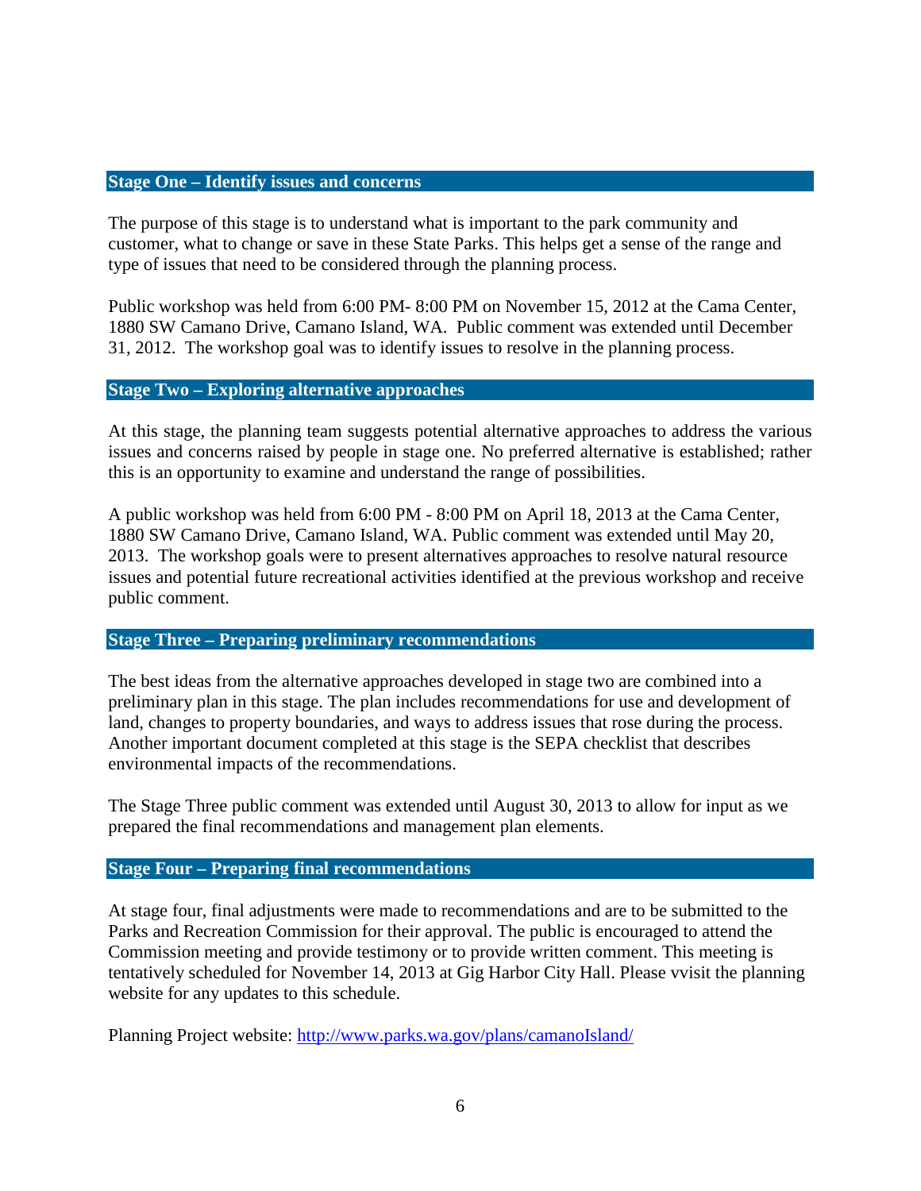### Stage One – Identify issues and concerns

The purpose of this stage is to understand what is important to the park community and customer, what to change or save in these State Parks. This helps get a sense of the range and type of issues that need to be considered through the planning process.

Public workshop was held from 6:00 PM- 8:00 PM on November 15, 2012 at the Cama Center, 1880 SW Camano Drive, Camano Island, WA. Public comment was extended until December 31, 2012. The workshop goal was to identify issues to resolve in the planning process.

### Stage Two – Exploring alternative approaches

At this stage, the planning team suggests potential alternative approaches to address the various issues and concerns raised by people in stage one. No preferred alternative is established; rather this is an opportunity to examine and understand the range of possibilities.

A public workshop was held from 6:00 PM - 8:00 PM on April 18, 2013 at the Cama Center, 1880 SW Camano Drive, Camano Island, WA. Public comment was extended until May 20, 2013. The workshop goals were to present alternatives approaches to resolve natural resource issues and potential future recreational activities identified at the previous workshop and receive public comment.

### Stage Three – Preparing preliminary recommendations

The best ideas from the alternative approaches developed in stage two are combined into a preliminary plan in this stage. The plan includes recommendations for use and development of land, changes to property boundaries, and ways to address issues that rose during the process. Another important document completed at this stage is the SEPA checklist that describes environmental impacts of the recommendations.

The Stage Three public comment was extended until August 30, 2013 to allow for input as we prepared the final recommendations and management plan elements.

### Stage Four – Preparing final recommendations

At stage four, final adjustments were made to recommendations and are to be submitted to the Parks and Recreation Commission for their approval. The public is encouraged to attend the Commission meeting and provide testimony or to provide written comment. This meeting is tentatively scheduled for November 14, 2013 at Gig Harbor City Hall. Please vvisit the planning website for any updates to this schedule.

Planning Project website: [http://www.parks.wa.gov/plans/camanoIsland/](http://www.parks.wa.gov/plans/camanoIsland/)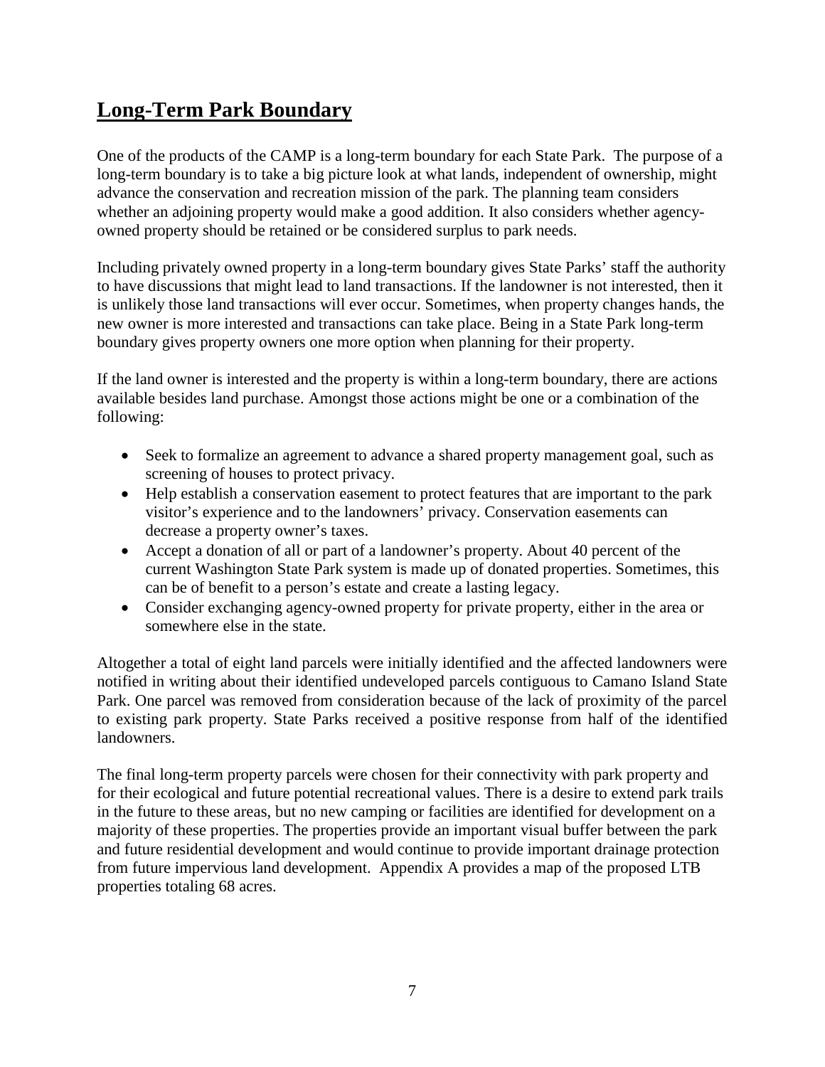## Long-Term Park Boundary

One of the products of the CAMP is a long-term boundary for each State Park. The purpose of a long-term boundary is to take a big picture look at what lands, independent of ownership, might advance the conservation and recreation mission of the park. The planning team considers whether an adjoining property would make a good addition. It also considers whether agency-owned property should be retained or be considered surplus to park needs.

Including privately owned property in a long-term boundary gives State Parks' staff the authority to have discussions that might lead to land transactions. If the landowner is not interested, then it is unlikely those land transactions will ever occur. Sometimes, when property changes hands, the new owner is more interested and transactions can take place. Being in a State Park long-term boundary gives property owners one more option when planning for their property.

If the land owner is interested and the property is within a long-term boundary, there are actions available besides land purchase. Amongst those actions might be one or a combination of the following:

- Seek to formalize an agreement to advance a shared property management goal, such as screening of houses to protect privacy.
- Help establish a conservation easement to protect features that are important to the park visitor's experience and to the landowners' privacy. Conservation easements can decrease a property owner's taxes.
- Accept a donation of all or part of a landowner's property. About 40 percent of the current Washington State Park system is made up of donated properties. Sometimes, this can be of benefit to a person's estate and create a lasting legacy.
- Consider exchanging agency-owned property for private property, either in the area or somewhere else in the state.

Altogether a total of eight land parcels were initially identified and the affected landowners were notified in writing about their identified undeveloped parcels contiguous to Camano Island State Park. One parcel was removed from consideration because of the lack of proximity of the parcel to existing park property. State Parks received a positive response from half of the identified landowners.

The final long-term property parcels were chosen for their connectivity with park property and for their ecological and future potential recreational values. There is a desire to extend park trails in the future to these areas, but no new camping or facilities are identified for development on a majority of these properties. The properties provide an important visual buffer between the park and future residential development and would continue to provide important drainage protection from future impervious land development. Appendix A provides a map of the proposed LTB properties totaling 68 acres.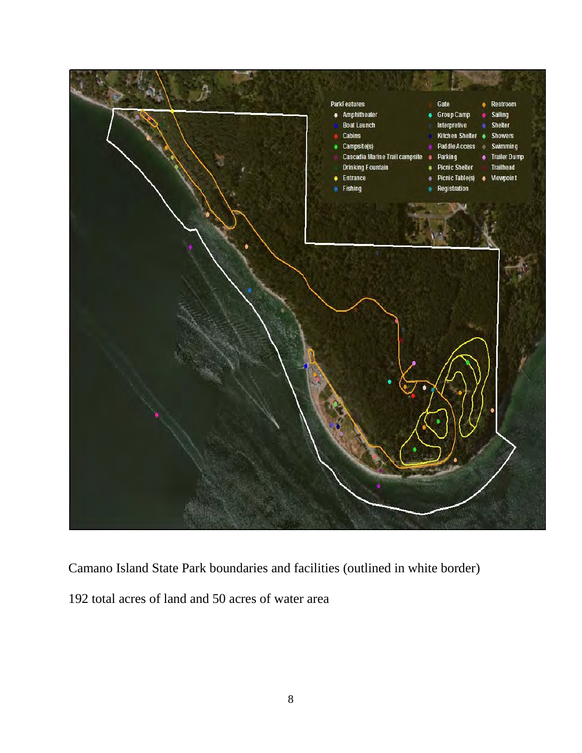Camano Island State Park boundaries and facilities (outlined in white border)

192 total acres of land and 50 acres of water area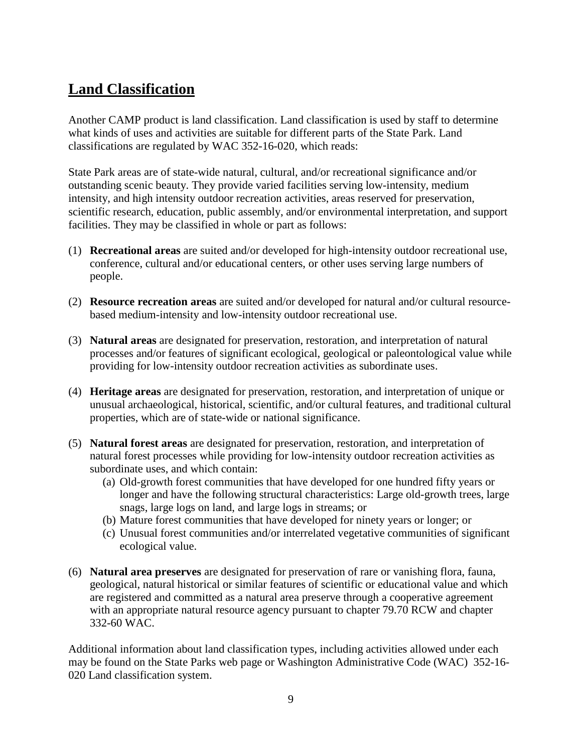## Land Classification

Another CAMP product is land classification. Land classification is used by staff to determine what kinds of uses and activities are suitable for different parts of the State Park. Land classifications are regulated by WAC 352-16-020, which reads:

State Park areas are of state-wide natural, cultural, and/or recreational significance and/or outstanding scenic beauty. They provide varied facilities serving low-intensity, medium intensity, and high intensity outdoor recreation activities, areas reserved for preservation, scientific research, education, public assembly, and/or environmental interpretation, and support facilities. They may be classified in whole or part as follows:

(1) **Recreational areas** are suited and/or developed for high-intensity outdoor recreational use, conference, cultural and/or educational centers, or other uses serving large numbers of people.

(2) **Resource recreation areas** are suited and/or developed for natural and/or cultural resource-based medium-intensity and low-intensity outdoor recreational use.

(3) **Natural areas** are designated for preservation, restoration, and interpretation of natural processes and/or features of significant ecological, geological or paleontological value while providing for low-intensity outdoor recreation activities as subordinate uses.

(4) **Heritage areas** are designated for preservation, restoration, and interpretation of unique or unusual archaeological, historical, scientific, and/or cultural features, and traditional cultural properties, which are of state-wide or national significance.

(5) **Natural forest areas** are designated for preservation, restoration, and interpretation of natural forest processes while providing for low-intensity outdoor recreation activities as subordinate uses, and which contain:
   (a) Old-growth forest communities that have developed for one hundred fifty years or longer and have the following structural characteristics: Large old-growth trees, large snags, large logs on land, and large logs in streams; or
   (b) Mature forest communities that have developed for ninety years or longer; or
   (c) Unusual forest communities and/or interrelated vegetative communities of significant ecological value.

(6) **Natural area preserves** are designated for preservation of rare or vanishing flora, fauna, geological, natural historical or similar features of scientific or educational value and which are registered and committed as a natural area preserve through a cooperative agreement with an appropriate natural resource agency pursuant to chapter 79.70 RCW and chapter 332-60 WAC.

Additional information about land classification types, including activities allowed under each may be found on the State Parks web page or Washington Administrative Code (WAC) 352-16-020 Land classification system.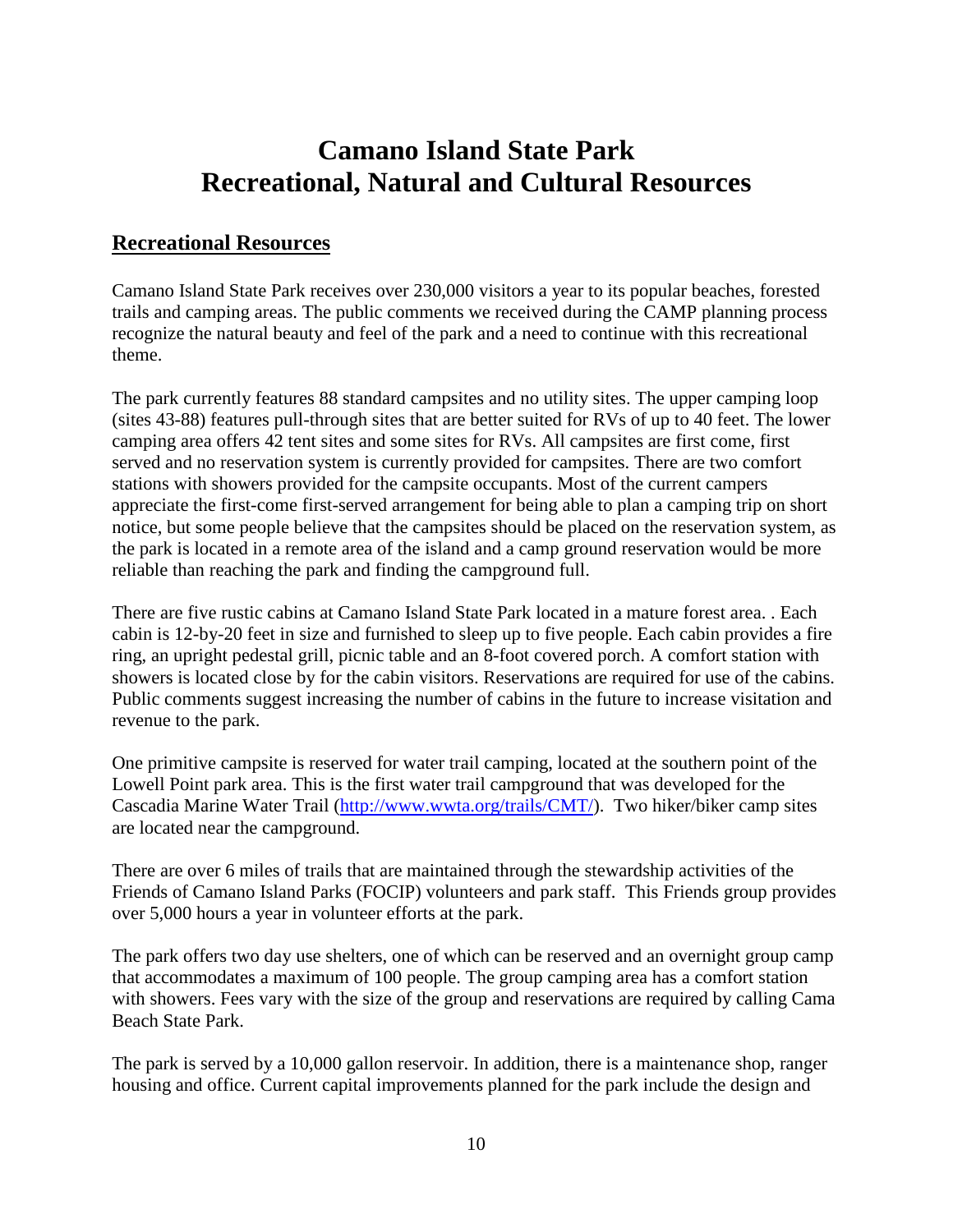# Camano Island State Park
# Recreational, Natural and Cultural Resources

## Recreational Resources

Camano Island State Park receives over 230,000 visitors a year to its popular beaches, forested trails and camping areas. The public comments we received during the CAMP planning process recognize the natural beauty and feel of the park and a need to continue with this recreational theme.

The park currently features 88 standard campsites and no utility sites. The upper camping loop (sites 43-88) features pull-through sites that are better suited for RVs of up to 40 feet. The lower camping area offers 42 tent sites and some sites for RVs. All campsites are first come, first served and no reservation system is currently provided for campsites. There are two comfort stations with showers provided for the campsite occupants. Most of the current campers appreciate the first-come first-served arrangement for being able to plan a camping trip on short notice, but some people believe that the campsites should be placed on the reservation system, as the park is located in a remote area of the island and a camp ground reservation would be more reliable than reaching the park and finding the campground full.

There are five rustic cabins at Camano Island State Park located in a mature forest area. . Each cabin is 12-by-20 feet in size and furnished to sleep up to five people. Each cabin provides a fire ring, an upright pedestal grill, picnic table and an 8-foot covered porch. A comfort station with showers is located close by for the cabin visitors. Reservations are required for use of the cabins. Public comments suggest increasing the number of cabins in the future to increase visitation and revenue to the park.

One primitive campsite is reserved for water trail camping, located at the southern point of the Lowell Point park area. This is the first water trail campground that was developed for the Cascadia Marine Water Trail (http://www.wwta.org/trails/CMT/). Two hiker/biker camp sites are located near the campground.

There are over 6 miles of trails that are maintained through the stewardship activities of the Friends of Camano Island Parks (FOCIP) volunteers and park staff. This Friends group provides over 5,000 hours a year in volunteer efforts at the park.

The park offers two day use shelters, one of which can be reserved and an overnight group camp that accommodates a maximum of 100 people. The group camping area has a comfort station with showers. Fees vary with the size of the group and reservations are required by calling Cama Beach State Park.

The park is served by a 10,000 gallon reservoir. In addition, there is a maintenance shop, ranger housing and office. Current capital improvements planned for the park include the design and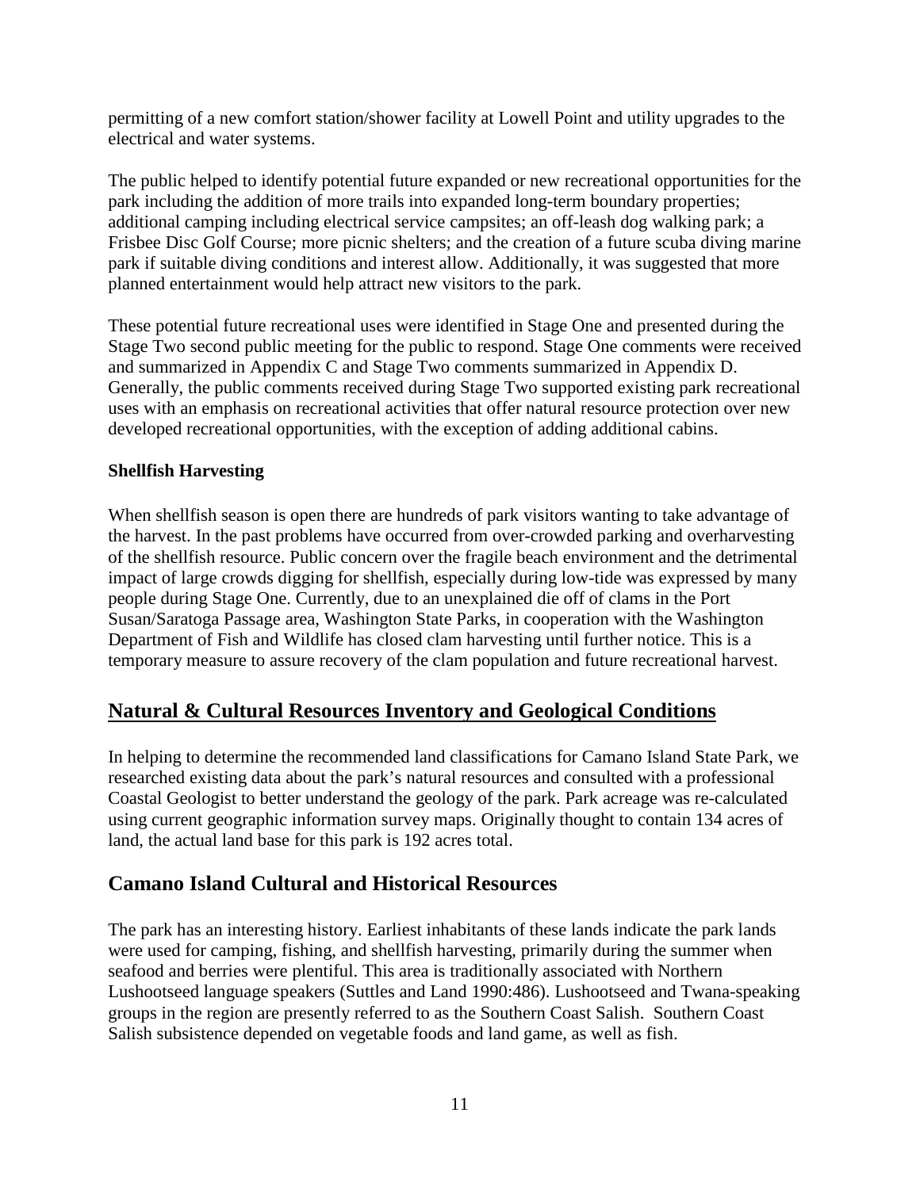permitting of a new comfort station/shower facility at Lowell Point and utility upgrades to the electrical and water systems.

The public helped to identify potential future expanded or new recreational opportunities for the park including the addition of more trails into expanded long-term boundary properties; additional camping including electrical service campsites; an off-leash dog walking park; a Frisbee Disc Golf Course; more picnic shelters; and the creation of a future scuba diving marine park if suitable diving conditions and interest allow. Additionally, it was suggested that more planned entertainment would help attract new visitors to the park.

These potential future recreational uses were identified in Stage One and presented during the Stage Two second public meeting for the public to respond. Stage One comments were received and summarized in Appendix C and Stage Two comments summarized in Appendix D. Generally, the public comments received during Stage Two supported existing park recreational uses with an emphasis on recreational activities that offer natural resource protection over new developed recreational opportunities, with the exception of adding additional cabins.

### Shellfish Harvesting

When shellfish season is open there are hundreds of park visitors wanting to take advantage of the harvest. In the past problems have occurred from over-crowded parking and overharvesting of the shellfish resource. Public concern over the fragile beach environment and the detrimental impact of large crowds digging for shellfish, especially during low-tide was expressed by many people during Stage One. Currently, due to an unexplained die off of clams in the Port Susan/Saratoga Passage area, Washington State Parks, in cooperation with the Washington Department of Fish and Wildlife has closed clam harvesting until further notice. This is a temporary measure to assure recovery of the clam population and future recreational harvest.

## Natural & Cultural Resources Inventory and Geological Conditions

In helping to determine the recommended land classifications for Camano Island State Park, we researched existing data about the park's natural resources and consulted with a professional Coastal Geologist to better understand the geology of the park. Park acreage was re-calculated using current geographic information survey maps. Originally thought to contain 134 acres of land, the actual land base for this park is 192 acres total.

## Camano Island Cultural and Historical Resources

The park has an interesting history. Earliest inhabitants of these lands indicate the park lands were used for camping, fishing, and shellfish harvesting, primarily during the summer when seafood and berries were plentiful. This area is traditionally associated with Northern Lushootseed language speakers (Suttles and Land 1990:486). Lushootseed and Twana-speaking groups in the region are presently referred to as the Southern Coast Salish. Southern Coast Salish subsistence depended on vegetable foods and land game, as well as fish.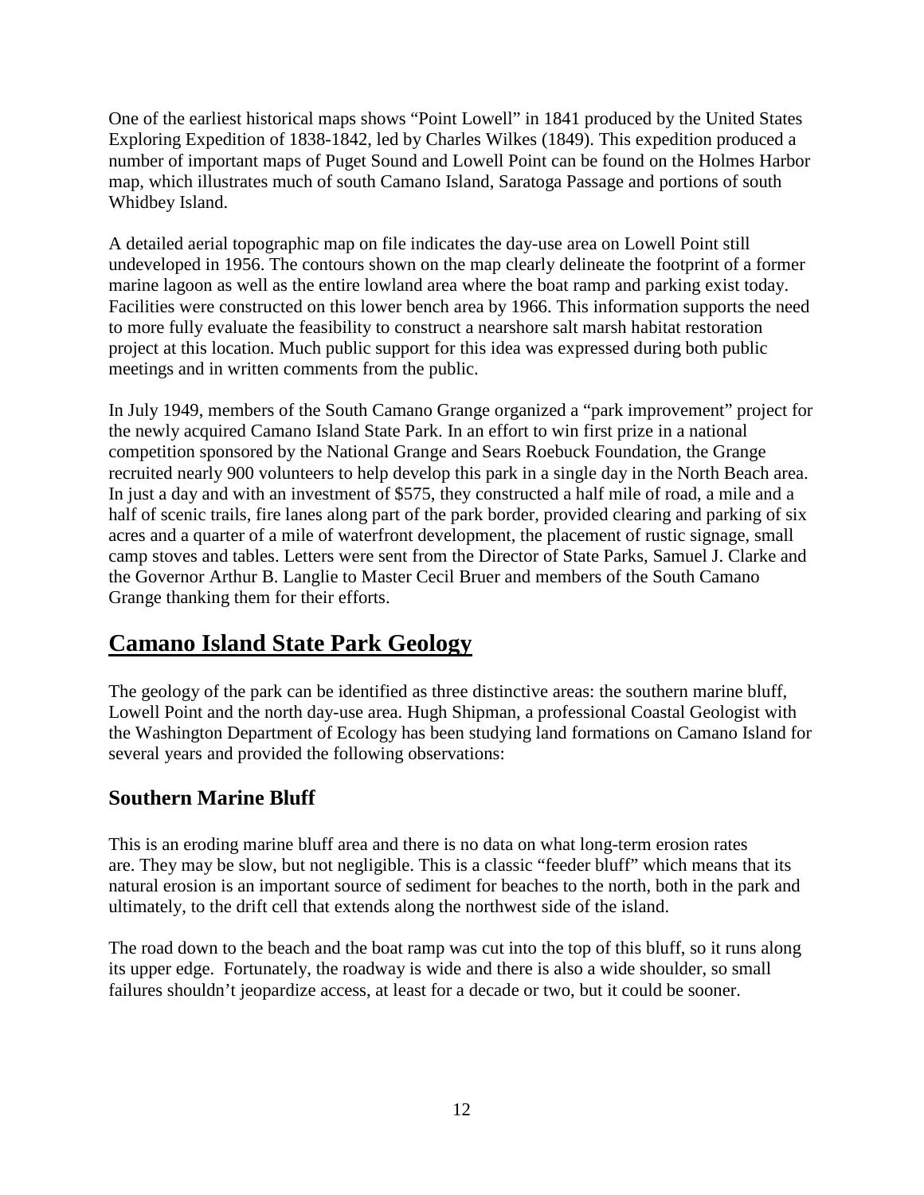One of the earliest historical maps shows “Point Lowell” in 1841 produced by the United States Exploring Expedition of 1838-1842, led by Charles Wilkes (1849). This expedition produced a number of important maps of Puget Sound and Lowell Point can be found on the Holmes Harbor map, which illustrates much of south Camano Island, Saratoga Passage and portions of south Whidbey Island.

A detailed aerial topographic map on file indicates the day-use area on Lowell Point still undeveloped in 1956. The contours shown on the map clearly delineate the footprint of a former marine lagoon as well as the entire lowland area where the boat ramp and parking exist today. Facilities were constructed on this lower bench area by 1966. This information supports the need to more fully evaluate the feasibility to construct a nearshore salt marsh habitat restoration project at this location. Much public support for this idea was expressed during both public meetings and in written comments from the public.

In July 1949, members of the South Camano Grange organized a “park improvement” project for the newly acquired Camano Island State Park. In an effort to win first prize in a national competition sponsored by the National Grange and Sears Roebuck Foundation, the Grange recruited nearly 900 volunteers to help develop this park in a single day in the North Beach area. In just a day and with an investment of $575, they constructed a half mile of road, a mile and a half of scenic trails, fire lanes along part of the park border, provided clearing and parking of six acres and a quarter of a mile of waterfront development, the placement of rustic signage, small camp stoves and tables. Letters were sent from the Director of State Parks, Samuel J. Clarke and the Governor Arthur B. Langlie to Master Cecil Bruer and members of the South Camano Grange thanking them for their efforts.

## Camano Island State Park Geology

The geology of the park can be identified as three distinctive areas: the southern marine bluff, Lowell Point and the north day-use area. Hugh Shipman, a professional Coastal Geologist with the Washington Department of Ecology has been studying land formations on Camano Island for several years and provided the following observations:

### Southern Marine Bluff

This is an eroding marine bluff area and there is no data on what long-term erosion rates are. They may be slow, but not negligible. This is a classic “feeder bluff” which means that its natural erosion is an important source of sediment for beaches to the north, both in the park and ultimately, to the drift cell that extends along the northwest side of the island.

The road down to the beach and the boat ramp was cut into the top of this bluff, so it runs along its upper edge. Fortunately, the roadway is wide and there is also a wide shoulder, so small failures shouldn’t jeopardize access, at least for a decade or two, but it could be sooner.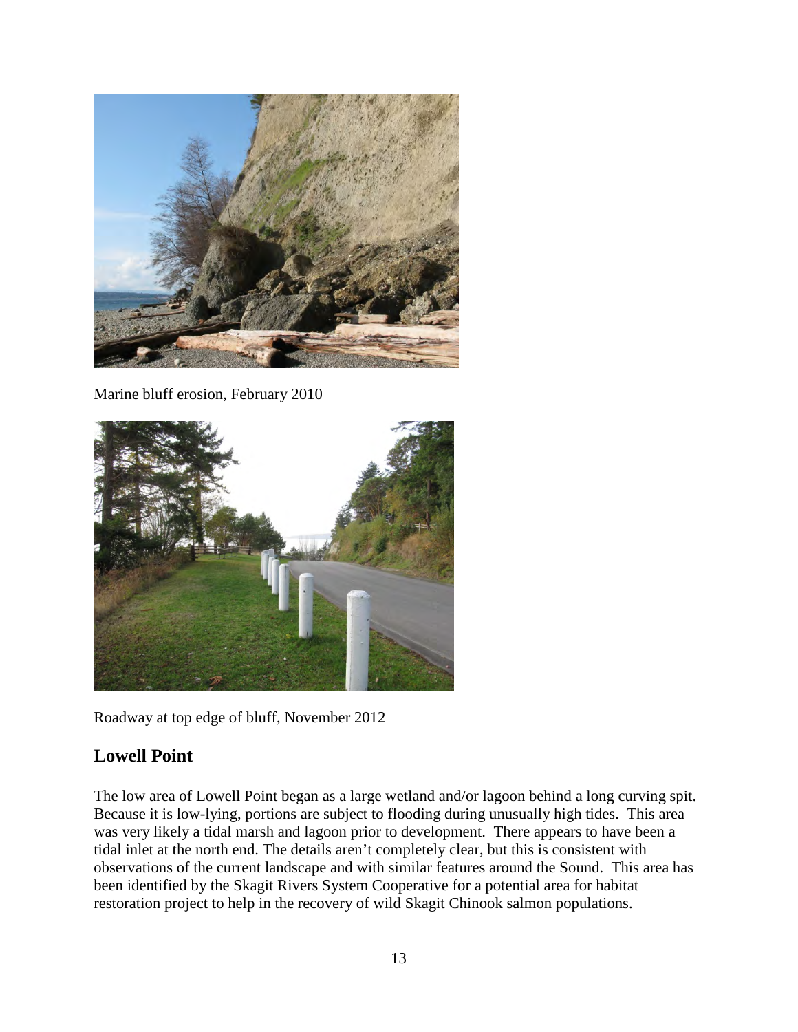Marine bluff erosion, February 2010

Roadway at top edge of bluff, November 2012

## Lowell Point

The low area of Lowell Point began as a large wetland and/or lagoon behind a long curving spit. Because it is low-lying, portions are subject to flooding during unusually high tides. This area was very likely a tidal marsh and lagoon prior to development. There appears to have been a tidal inlet at the north end. The details aren't completely clear, but this is consistent with observations of the current landscape and with similar features around the Sound. This area has been identified by the Skagit Rivers System Cooperative for a potential area for habitat restoration project to help in the recovery of wild Skagit Chinook salmon populations.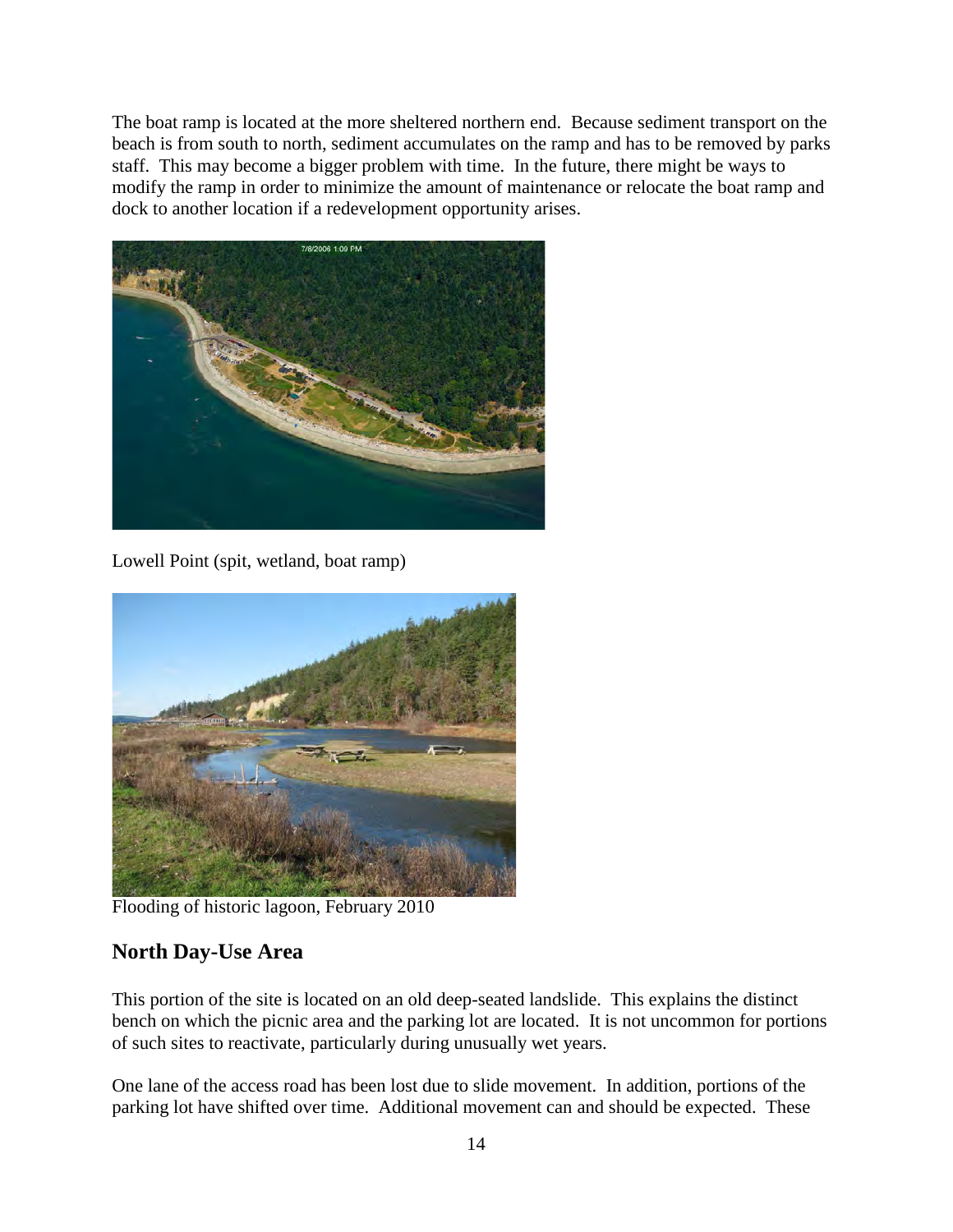The boat ramp is located at the more sheltered northern end. Because sediment transport on the beach is from south to north, sediment accumulates on the ramp and has to be removed by parks staff. This may become a bigger problem with time. In the future, there might be ways to modify the ramp in order to minimize the amount of maintenance or relocate the boat ramp and dock to another location if a redevelopment opportunity arises.

Lowell Point (spit, wetland, boat ramp)

Flooding of historic lagoon, February 2010

## North Day-Use Area

This portion of the site is located on an old deep-seated landslide. This explains the distinct bench on which the picnic area and the parking lot are located. It is not uncommon for portions of such sites to reactivate, particularly during unusually wet years.

One lane of the access road has been lost due to slide movement. In addition, portions of the parking lot have shifted over time. Additional movement can and should be expected. These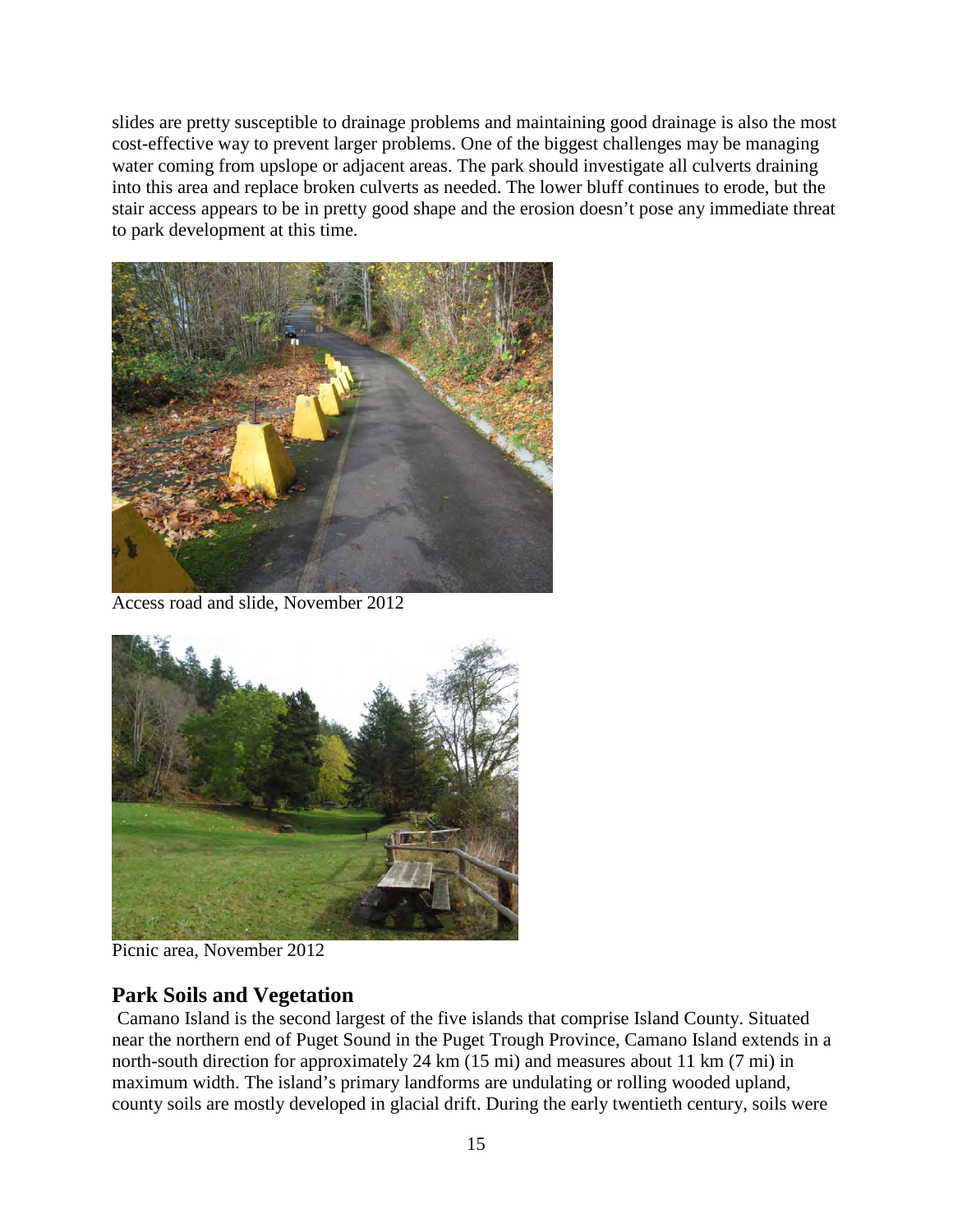slides are pretty susceptible to drainage problems and maintaining good drainage is also the most cost-effective way to prevent larger problems. One of the biggest challenges may be managing water coming from upslope or adjacent areas. The park should investigate all culverts draining into this area and replace broken culverts as needed. The lower bluff continues to erode, but the stair access appears to be in pretty good shape and the erosion doesn't pose any immediate threat to park development at this time.

Access road and slide, November 2012

Picnic area, November 2012

## Park Soils and Vegetation

Camano Island is the second largest of the five islands that comprise Island County. Situated near the northern end of Puget Sound in the Puget Trough Province, Camano Island extends in a north-south direction for approximately 24 km (15 mi) and measures about 11 km (7 mi) in maximum width. The island's primary landforms are undulating or rolling wooded upland, county soils are mostly developed in glacial drift. During the early twentieth century, soils were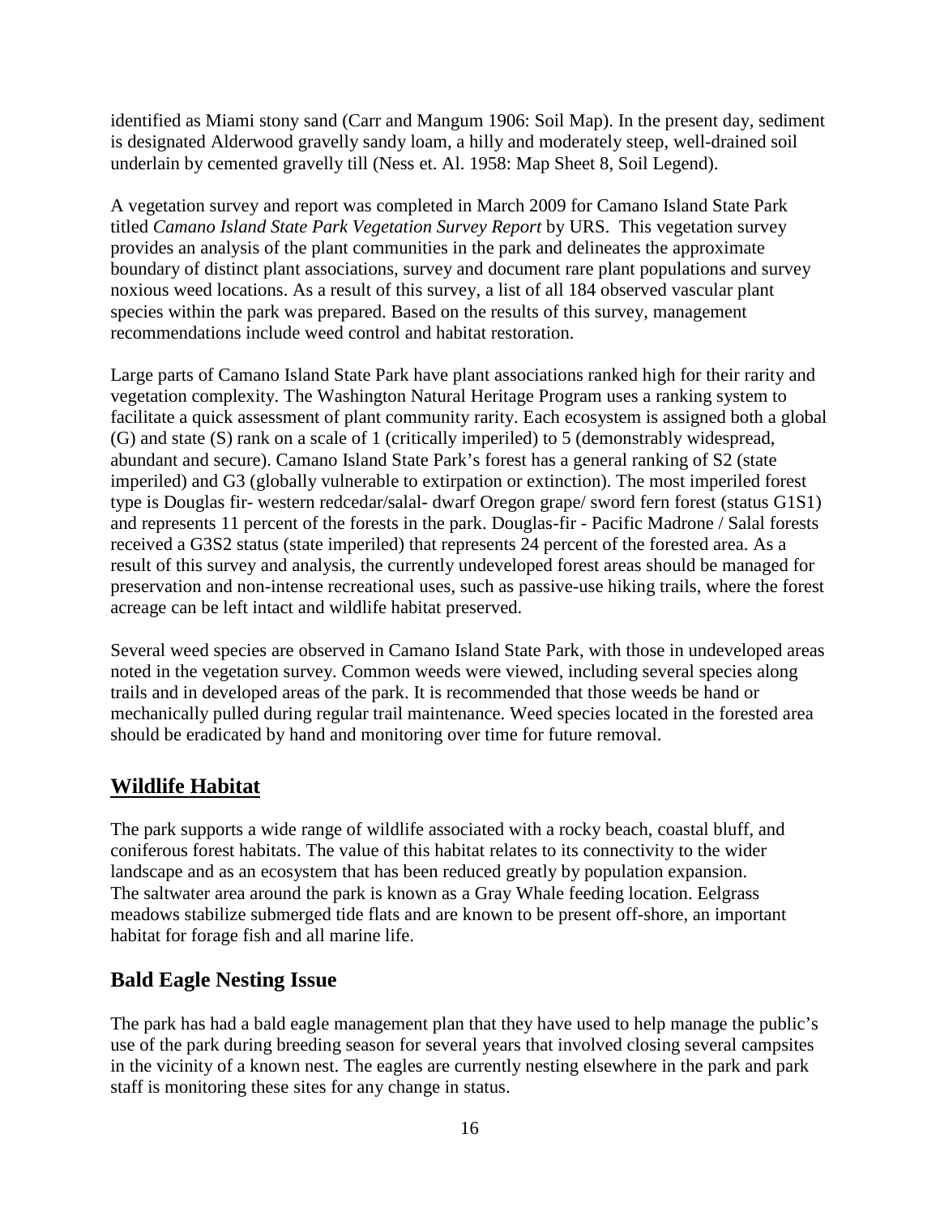identified as Miami stony sand (Carr and Mangum 1906: Soil Map). In the present day, sediment is designated Alderwood gravelly sandy loam, a hilly and moderately steep, well-drained soil underlain by cemented gravelly till (Ness et. Al. 1958: Map Sheet 8, Soil Legend).

A vegetation survey and report was completed in March 2009 for Camano Island State Park titled *Camano Island State Park Vegetation Survey Report* by URS. This vegetation survey provides an analysis of the plant communities in the park and delineates the approximate boundary of distinct plant associations, survey and document rare plant populations and survey noxious weed locations. As a result of this survey, a list of all 184 observed vascular plant species within the park was prepared. Based on the results of this survey, management recommendations include weed control and habitat restoration.

Large parts of Camano Island State Park have plant associations ranked high for their rarity and vegetation complexity. The Washington Natural Heritage Program uses a ranking system to facilitate a quick assessment of plant community rarity. Each ecosystem is assigned both a global (G) and state (S) rank on a scale of 1 (critically imperiled) to 5 (demonstrably widespread, abundant and secure). Camano Island State Park's forest has a general ranking of S2 (state imperiled) and G3 (globally vulnerable to extirpation or extinction). The most imperiled forest type is Douglas fir- western redcedar/salal- dwarf Oregon grape/ sword fern forest (status G1S1) and represents 11 percent of the forests in the park. Douglas-fir - Pacific Madrone / Salal forests received a G3S2 status (state imperiled) that represents 24 percent of the forested area. As a result of this survey and analysis, the currently undeveloped forest areas should be managed for preservation and non-intense recreational uses, such as passive-use hiking trails, where the forest acreage can be left intact and wildlife habitat preserved.

Several weed species are observed in Camano Island State Park, with those in undeveloped areas noted in the vegetation survey. Common weeds were viewed, including several species along trails and in developed areas of the park. It is recommended that those weeds be hand or mechanically pulled during regular trail maintenance. Weed species located in the forested area should be eradicated by hand and monitoring over time for future removal.

## Wildlife Habitat

The park supports a wide range of wildlife associated with a rocky beach, coastal bluff, and coniferous forest habitats. The value of this habitat relates to its connectivity to the wider landscape and as an ecosystem that has been reduced greatly by population expansion. The saltwater area around the park is known as a Gray Whale feeding location. Eelgrass meadows stabilize submerged tide flats and are known to be present off-shore, an important habitat for forage fish and all marine life.

## Bald Eagle Nesting Issue

The park has had a bald eagle management plan that they have used to help manage the public's use of the park during breeding season for several years that involved closing several campsites in the vicinity of a known nest. The eagles are currently nesting elsewhere in the park and park staff is monitoring these sites for any change in status.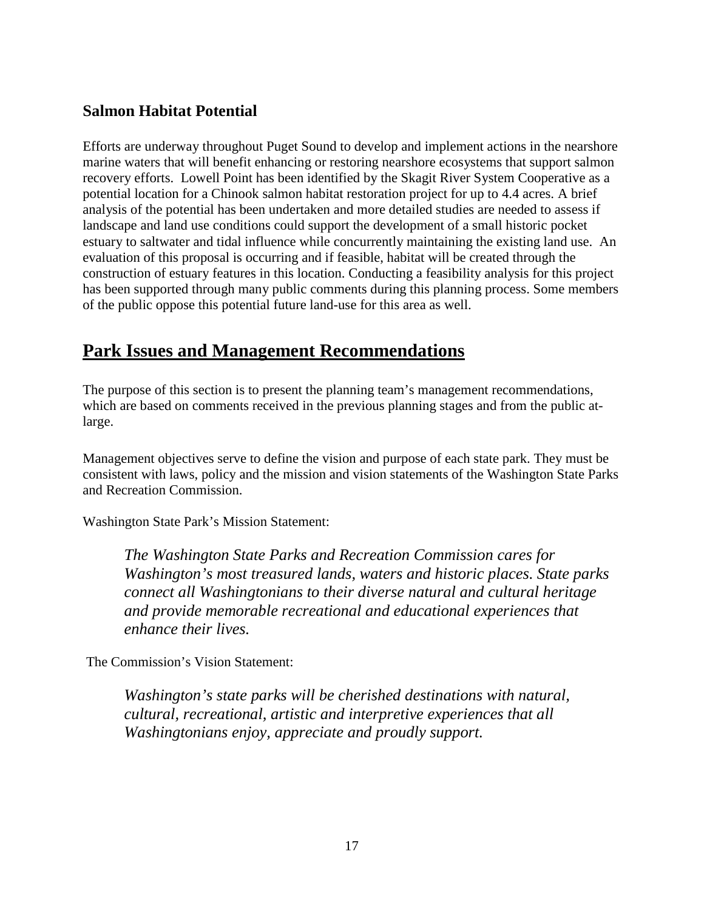### Salmon Habitat Potential

Efforts are underway throughout Puget Sound to develop and implement actions in the nearshore marine waters that will benefit enhancing or restoring nearshore ecosystems that support salmon recovery efforts. Lowell Point has been identified by the Skagit River System Cooperative as a potential location for a Chinook salmon habitat restoration project for up to 4.4 acres. A brief analysis of the potential has been undertaken and more detailed studies are needed to assess if landscape and land use conditions could support the development of a small historic pocket estuary to saltwater and tidal influence while concurrently maintaining the existing land use. An evaluation of this proposal is occurring and if feasible, habitat will be created through the construction of estuary features in this location. Conducting a feasibility analysis for this project has been supported through many public comments during this planning process. Some members of the public oppose this potential future land-use for this area as well.

## Park Issues and Management Recommendations

The purpose of this section is to present the planning team's management recommendations, which are based on comments received in the previous planning stages and from the public at-large.

Management objectives serve to define the vision and purpose of each state park. They must be consistent with laws, policy and the mission and vision statements of the Washington State Parks and Recreation Commission.

Washington State Park's Mission Statement:

> *The Washington State Parks and Recreation Commission cares for Washington's most treasured lands, waters and historic places. State parks connect all Washingtonians to their diverse natural and cultural heritage and provide memorable recreational and educational experiences that enhance their lives.*

The Commission's Vision Statement:

> *Washington's state parks will be cherished destinations with natural, cultural, recreational, artistic and interpretive experiences that all Washingtonians enjoy, appreciate and proudly support.*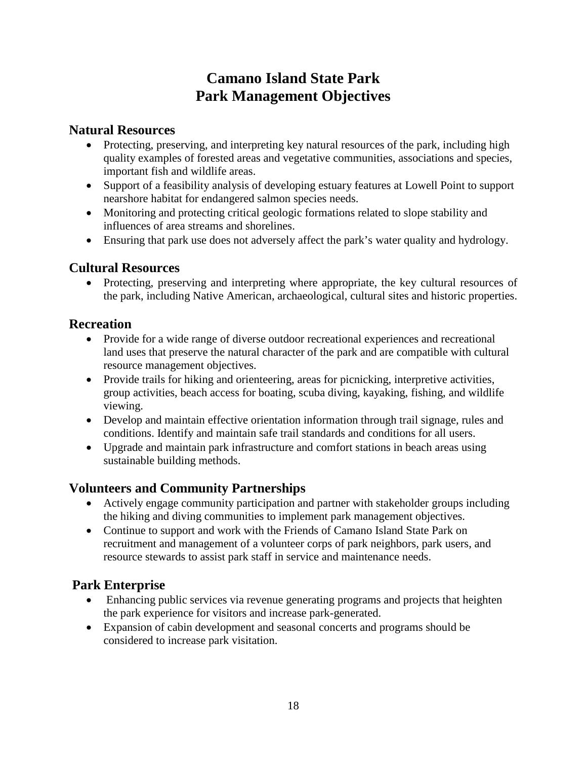# Camano Island State Park
# Park Management Objectives

## Natural Resources

- Protecting, preserving, and interpreting key natural resources of the park, including high quality examples of forested areas and vegetative communities, associations and species, important fish and wildlife areas.
- Support of a feasibility analysis of developing estuary features at Lowell Point to support nearshore habitat for endangered salmon species needs.
- Monitoring and protecting critical geologic formations related to slope stability and influences of area streams and shorelines.
- Ensuring that park use does not adversely affect the park's water quality and hydrology.

## Cultural Resources

- Protecting, preserving and interpreting where appropriate, the key cultural resources of the park, including Native American, archaeological, cultural sites and historic properties.

## Recreation

- Provide for a wide range of diverse outdoor recreational experiences and recreational land uses that preserve the natural character of the park and are compatible with cultural resource management objectives.
- Provide trails for hiking and orienteering, areas for picnicking, interpretive activities, group activities, beach access for boating, scuba diving, kayaking, fishing, and wildlife viewing.
- Develop and maintain effective orientation information through trail signage, rules and conditions. Identify and maintain safe trail standards and conditions for all users.
- Upgrade and maintain park infrastructure and comfort stations in beach areas using sustainable building methods.

## Volunteers and Community Partnerships

- Actively engage community participation and partner with stakeholder groups including the hiking and diving communities to implement park management objectives.
- Continue to support and work with the Friends of Camano Island State Park on recruitment and management of a volunteer corps of park neighbors, park users, and resource stewards to assist park staff in service and maintenance needs.

## Park Enterprise

- Enhancing public services via revenue generating programs and projects that heighten the park experience for visitors and increase park-generated.
- Expansion of cabin development and seasonal concerts and programs should be considered to increase park visitation.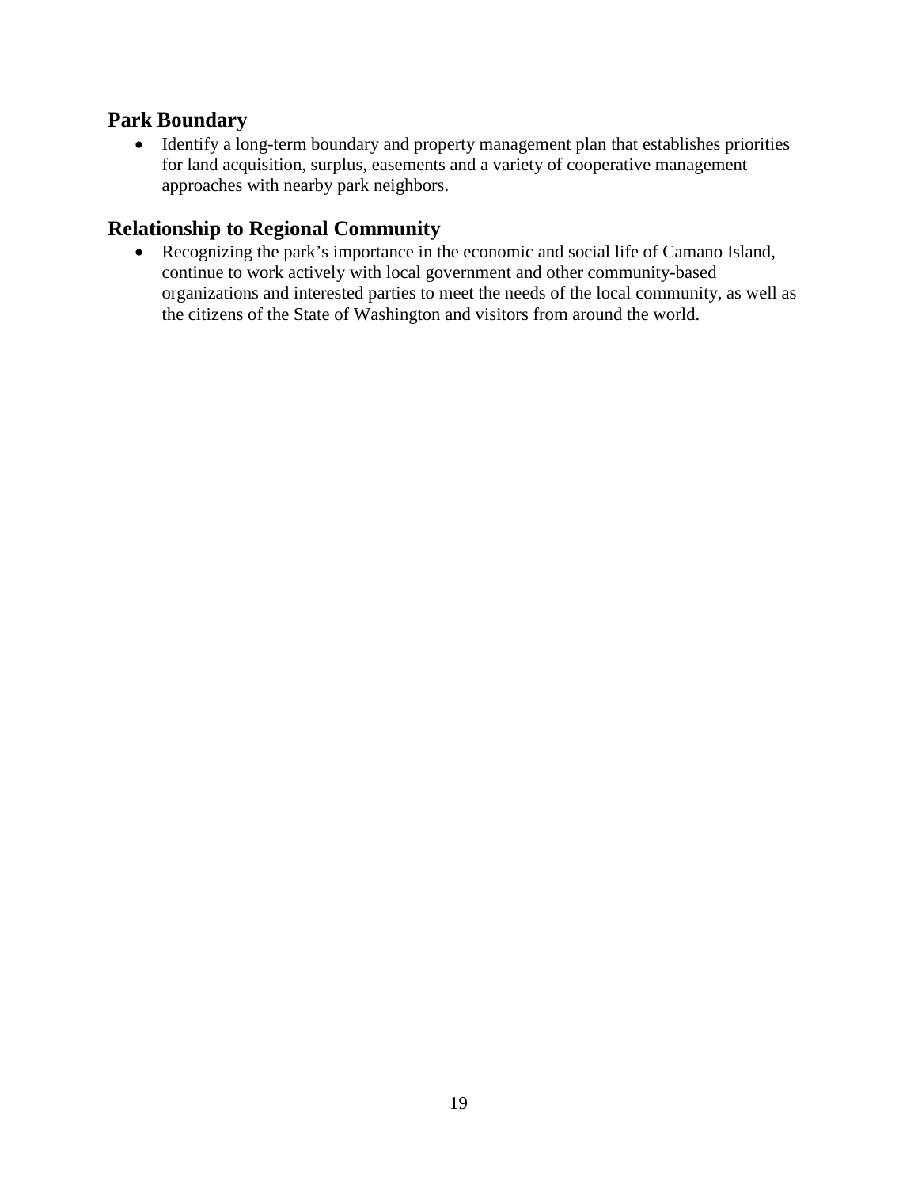## Park Boundary

- Identify a long-term boundary and property management plan that establishes priorities for land acquisition, surplus, easements and a variety of cooperative management approaches with nearby park neighbors.

## Relationship to Regional Community

- Recognizing the park's importance in the economic and social life of Camano Island, continue to work actively with local government and other community-based organizations and interested parties to meet the needs of the local community, as well as the citizens of the State of Washington and visitors from around the world.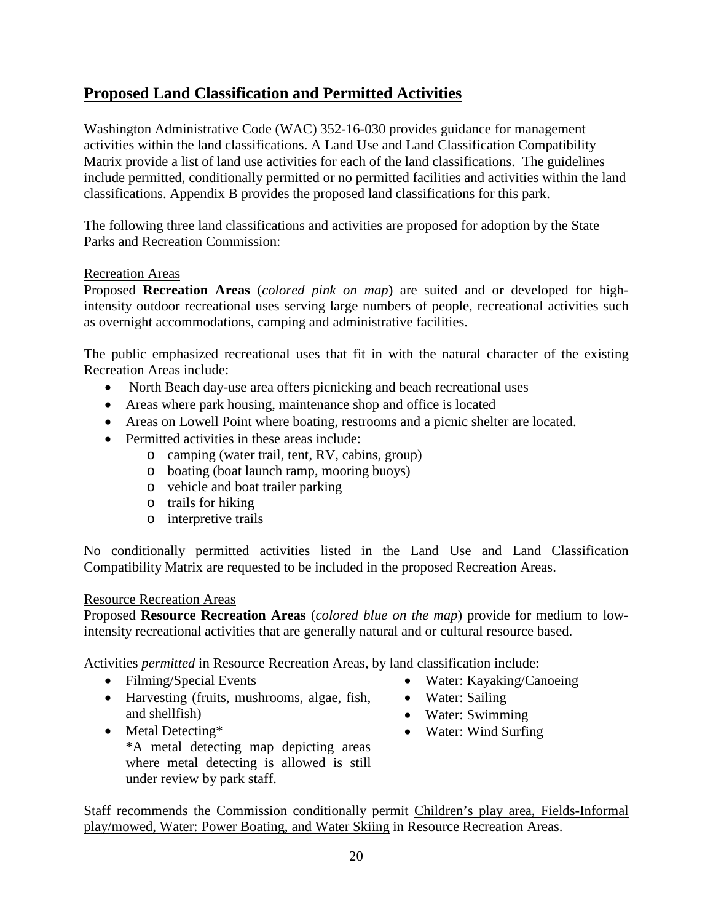## Proposed Land Classification and Permitted Activities

Washington Administrative Code (WAC) 352-16-030 provides guidance for management activities within the land classifications. A Land Use and Land Classification Compatibility Matrix provide a list of land use activities for each of the land classifications. The guidelines include permitted, conditionally permitted or no permitted facilities and activities within the land classifications. Appendix B provides the proposed land classifications for this park.

The following three land classifications and activities are proposed for adoption by the State Parks and Recreation Commission:

Recreation Areas

Proposed **Recreation Areas** (*colored pink on map*) are suited and or developed for high-intensity outdoor recreational uses serving large numbers of people, recreational activities such as overnight accommodations, camping and administrative facilities.

The public emphasized recreational uses that fit in with the natural character of the existing Recreation Areas include:

- North Beach day-use area offers picnicking and beach recreational uses
- Areas where park housing, maintenance shop and office is located
- Areas on Lowell Point where boating, restrooms and a picnic shelter are located.
- Permitted activities in these areas include:
  - camping (water trail, tent, RV, cabins, group)
  - boating (boat launch ramp, mooring buoys)
  - vehicle and boat trailer parking
  - trails for hiking
  - interpretive trails

No conditionally permitted activities listed in the Land Use and Land Classification Compatibility Matrix are requested to be included in the proposed Recreation Areas.

Resource Recreation Areas

Proposed **Resource Recreation Areas** (*colored blue on the map*) provide for medium to low-intensity recreational activities that are generally natural and or cultural resource based.

Activities *permitted* in Resource Recreation Areas, by land classification include:

- Filming/Special Events
- Harvesting (fruits, mushrooms, algae, fish, and shellfish)
- Metal Detecting*
  *A metal detecting map depicting areas where metal detecting is allowed is still under review by park staff.
- Water: Kayaking/Canoeing
- Water: Sailing
- Water: Swimming
- Water: Wind Surfing

Staff recommends the Commission conditionally permit Children's play area, Fields-Informal play/mowed, Water: Power Boating, and Water Skiing in Resource Recreation Areas.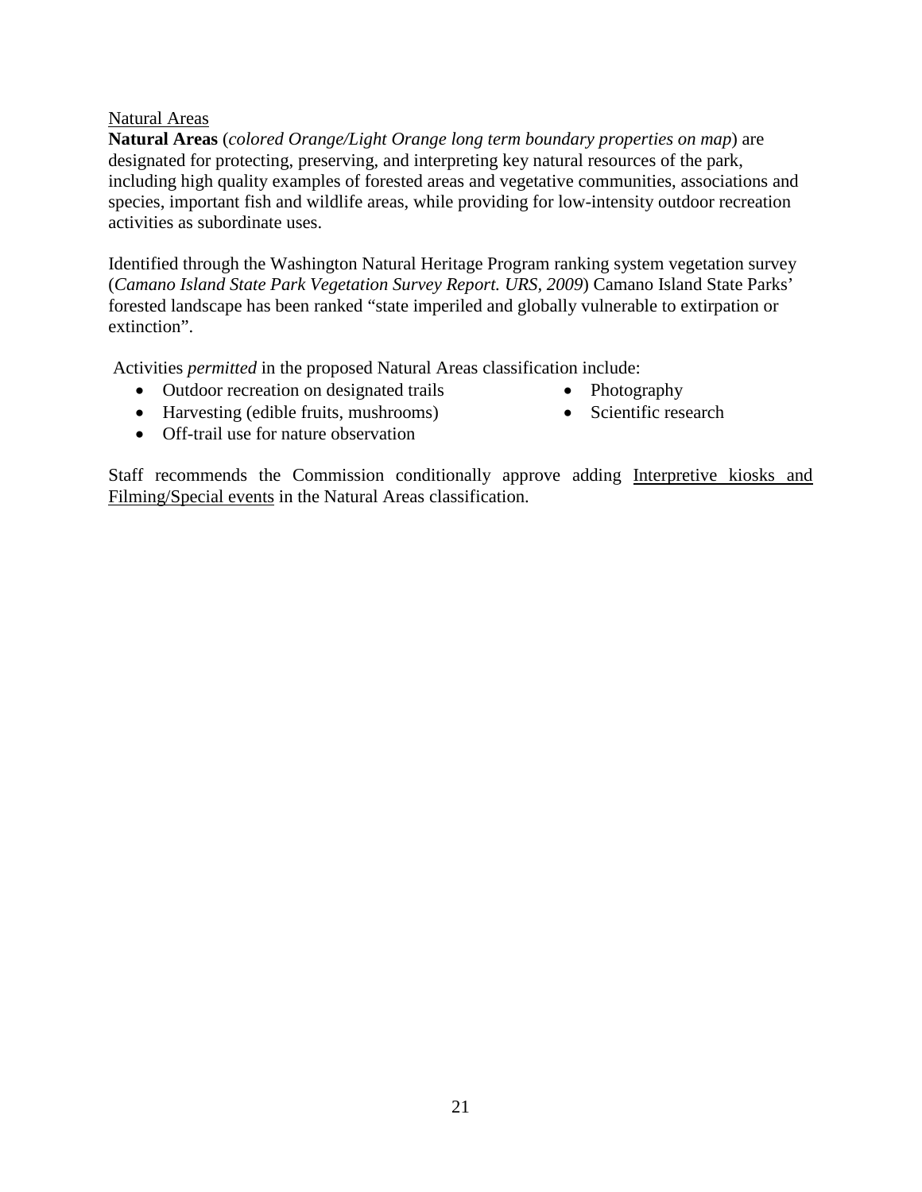Natural Areas

**Natural Areas** (*colored Orange/Light Orange long term boundary properties on map*) are designated for protecting, preserving, and interpreting key natural resources of the park, including high quality examples of forested areas and vegetative communities, associations and species, important fish and wildlife areas, while providing for low-intensity outdoor recreation activities as subordinate uses.

Identified through the Washington Natural Heritage Program ranking system vegetation survey (*Camano Island State Park Vegetation Survey Report. URS, 2009*) Camano Island State Parks' forested landscape has been ranked "state imperiled and globally vulnerable to extirpation or extinction".

Activities *permitted* in the proposed Natural Areas classification include:

- Outdoor recreation on designated trails
- Harvesting (edible fruits, mushrooms)
- Off-trail use for nature observation
- Photography
- Scientific research

Staff recommends the Commission conditionally approve adding Interpretive kiosks and Filming/Special events in the Natural Areas classification.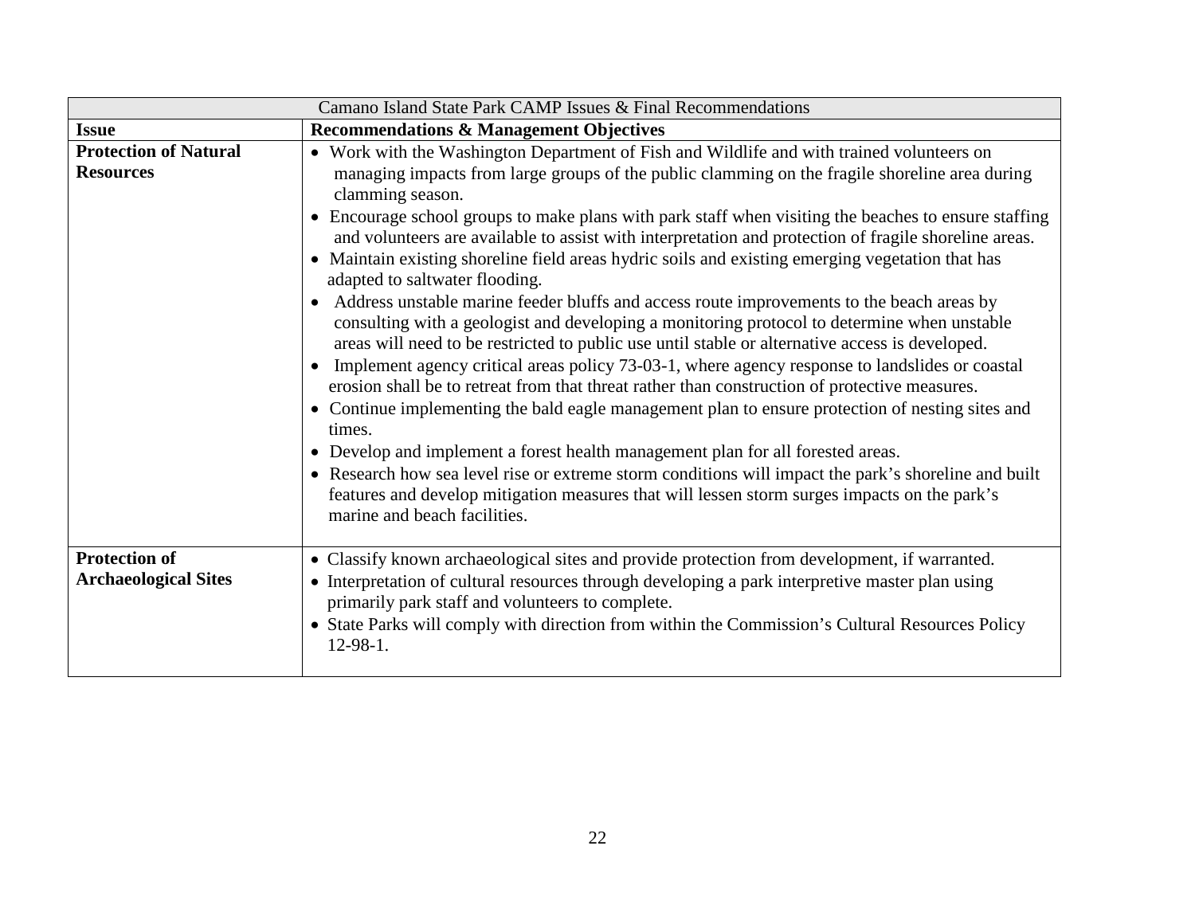| Camano Island State Park CAMP Issues & Final Recommendations | |
|---|---|
| **Issue** | **Recommendations & Management Objectives** |
| **Protection of Natural Resources** | • Work with the Washington Department of Fish and Wildlife and with trained volunteers on managing impacts from large groups of the public clamming on the fragile shoreline area during clamming season.<br>• Encourage school groups to make plans with park staff when visiting the beaches to ensure staffing and volunteers are available to assist with interpretation and protection of fragile shoreline areas.<br>• Maintain existing shoreline field areas hydric soils and existing emerging vegetation that has adapted to saltwater flooding.<br>• Address unstable marine feeder bluffs and access route improvements to the beach areas by consulting with a geologist and developing a monitoring protocol to determine when unstable areas will need to be restricted to public use until stable or alternative access is developed.<br>• Implement agency critical areas policy 73-03-1, where agency response to landslides or coastal erosion shall be to retreat from that threat rather than construction of protective measures.<br>• Continue implementing the bald eagle management plan to ensure protection of nesting sites and times.<br>• Develop and implement a forest health management plan for all forested areas.<br>• Research how sea level rise or extreme storm conditions will impact the park's shoreline and built features and develop mitigation measures that will lessen storm surges impacts on the park's marine and beach facilities. |
| **Protection of Archaeological Sites** | • Classify known archaeological sites and provide protection from development, if warranted.<br>• Interpretation of cultural resources through developing a park interpretive master plan using primarily park staff and volunteers to complete.<br>• State Parks will comply with direction from within the Commission's Cultural Resources Policy 12-98-1. |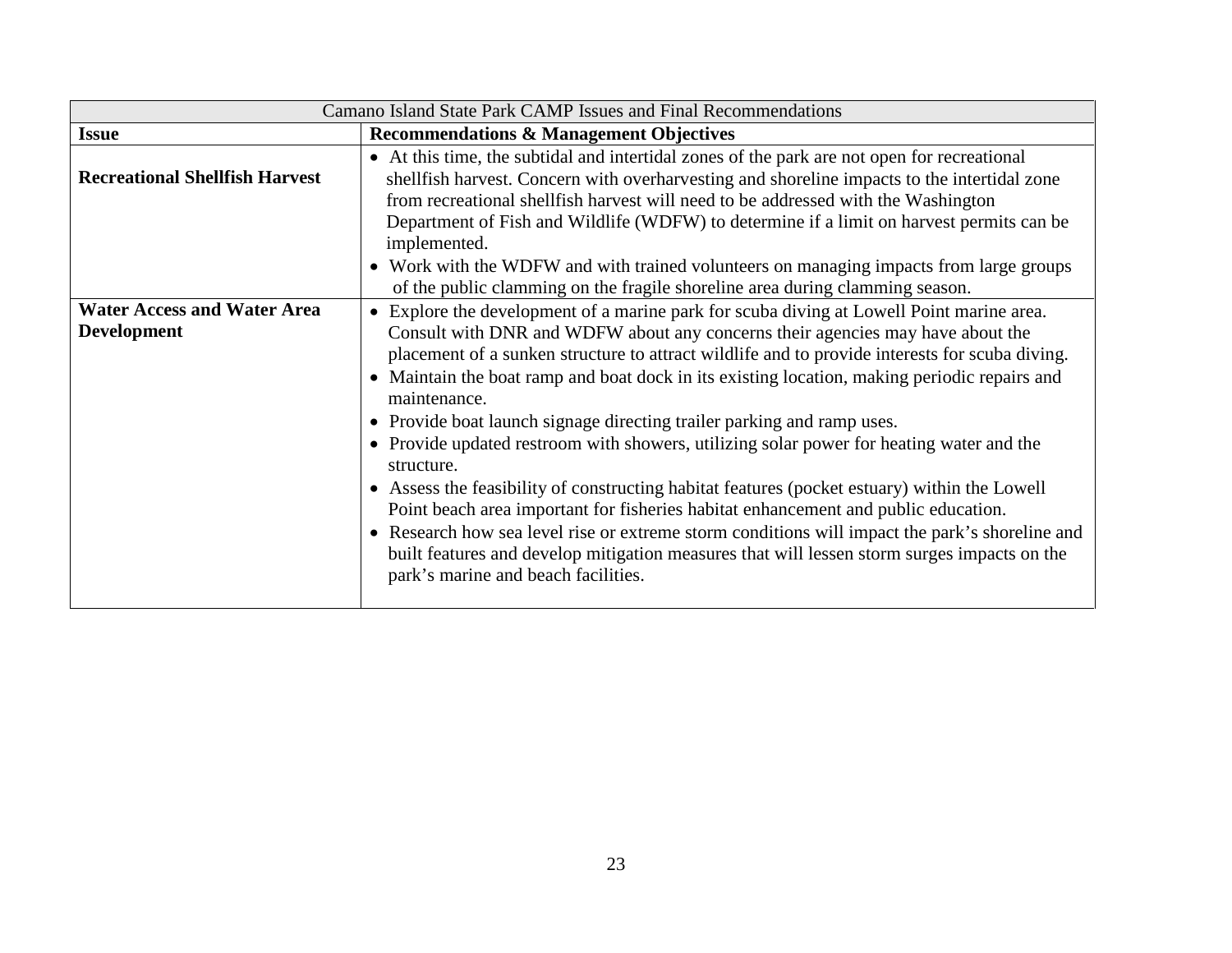| Camano Island State Park CAMP Issues and Final Recommendations | |
|---|---|
| **Issue** | **Recommendations & Management Objectives** |
| **Recreational Shellfish Harvest** | • At this time, the subtidal and intertidal zones of the park are not open for recreational shellfish harvest. Concern with overharvesting and shoreline impacts to the intertidal zone from recreational shellfish harvest will need to be addressed with the Washington Department of Fish and Wildlife (WDFW) to determine if a limit on harvest permits can be implemented.<br>• Work with the WDFW and with trained volunteers on managing impacts from large groups of the public clamming on the fragile shoreline area during clamming season. |
| **Water Access and Water Area Development** | • Explore the development of a marine park for scuba diving at Lowell Point marine area. Consult with DNR and WDFW about any concerns their agencies may have about the placement of a sunken structure to attract wildlife and to provide interests for scuba diving.<br>• Maintain the boat ramp and boat dock in its existing location, making periodic repairs and maintenance.<br>• Provide boat launch signage directing trailer parking and ramp uses.<br>• Provide updated restroom with showers, utilizing solar power for heating water and the structure.<br>• Assess the feasibility of constructing habitat features (pocket estuary) within the Lowell Point beach area important for fisheries habitat enhancement and public education.<br>• Research how sea level rise or extreme storm conditions will impact the park's shoreline and built features and develop mitigation measures that will lessen storm surges impacts on the park's marine and beach facilities. |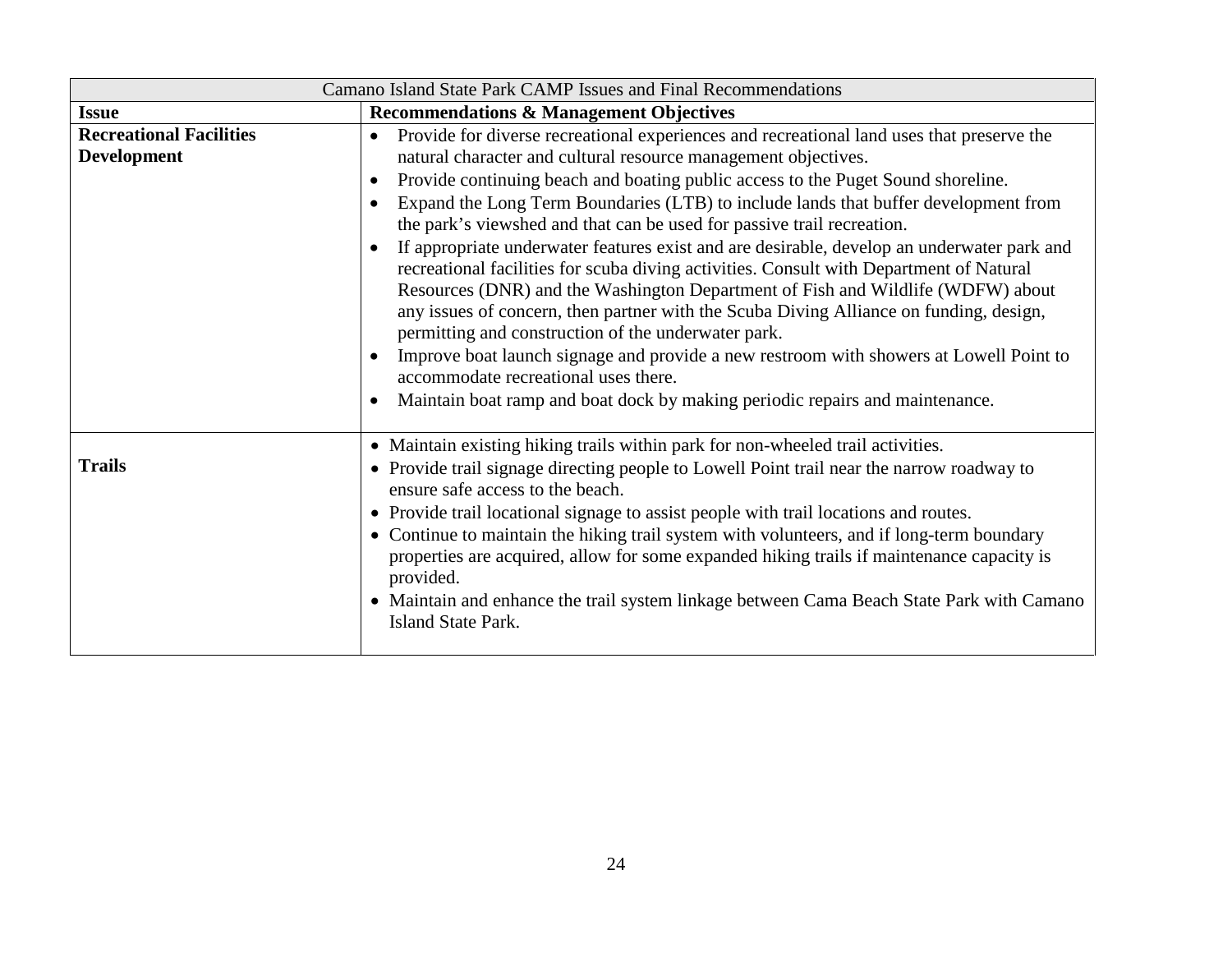| Camano Island State Park CAMP Issues and Final Recommendations | |
|---|---|
| **Issue** | **Recommendations & Management Objectives** |
| **Recreational Facilities Development** | • Provide for diverse recreational experiences and recreational land uses that preserve the natural character and cultural resource management objectives.<br>• Provide continuing beach and boating public access to the Puget Sound shoreline.<br>• Expand the Long Term Boundaries (LTB) to include lands that buffer development from the park's viewshed and that can be used for passive trail recreation.<br>• If appropriate underwater features exist and are desirable, develop an underwater park and recreational facilities for scuba diving activities. Consult with Department of Natural Resources (DNR) and the Washington Department of Fish and Wildlife (WDFW) about any issues of concern, then partner with the Scuba Diving Alliance on funding, design, permitting and construction of the underwater park.<br>• Improve boat launch signage and provide a new restroom with showers at Lowell Point to accommodate recreational uses there.<br>• Maintain boat ramp and boat dock by making periodic repairs and maintenance. |
| **Trails** | • Maintain existing hiking trails within park for non-wheeled trail activities.<br>• Provide trail signage directing people to Lowell Point trail near the narrow roadway to ensure safe access to the beach.<br>• Provide trail locational signage to assist people with trail locations and routes.<br>• Continue to maintain the hiking trail system with volunteers, and if long-term boundary properties are acquired, allow for some expanded hiking trails if maintenance capacity is provided.<br>• Maintain and enhance the trail system linkage between Cama Beach State Park with Camano Island State Park. |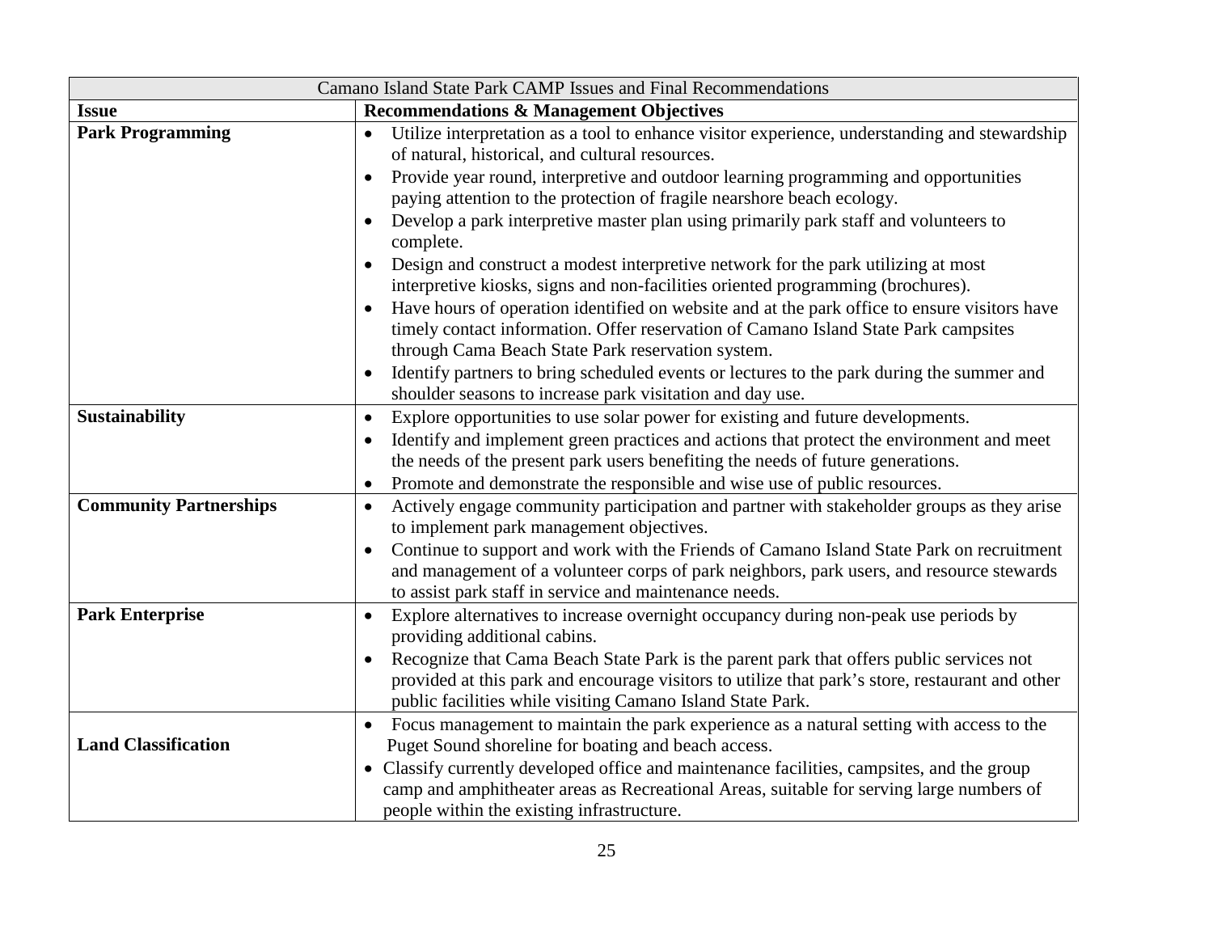| Camano Island State Park CAMP Issues and Final Recommendations | |
|---|---|
| **Issue** | **Recommendations & Management Objectives** |
| **Park Programming** | • Utilize interpretation as a tool to enhance visitor experience, understanding and stewardship of natural, historical, and cultural resources.<br>• Provide year round, interpretive and outdoor learning programming and opportunities paying attention to the protection of fragile nearshore beach ecology.<br>• Develop a park interpretive master plan using primarily park staff and volunteers to complete.<br>• Design and construct a modest interpretive network for the park utilizing at most interpretive kiosks, signs and non-facilities oriented programming (brochures).<br>• Have hours of operation identified on website and at the park office to ensure visitors have timely contact information. Offer reservation of Camano Island State Park campsites through Cama Beach State Park reservation system.<br>• Identify partners to bring scheduled events or lectures to the park during the summer and shoulder seasons to increase park visitation and day use. |
| **Sustainability** | • Explore opportunities to use solar power for existing and future developments.<br>• Identify and implement green practices and actions that protect the environment and meet the needs of the present park users benefiting the needs of future generations.<br>• Promote and demonstrate the responsible and wise use of public resources. |
| **Community Partnerships** | • Actively engage community participation and partner with stakeholder groups as they arise to implement park management objectives.<br>• Continue to support and work with the Friends of Camano Island State Park on recruitment and management of a volunteer corps of park neighbors, park users, and resource stewards to assist park staff in service and maintenance needs. |
| **Park Enterprise** | • Explore alternatives to increase overnight occupancy during non-peak use periods by providing additional cabins.<br>• Recognize that Cama Beach State Park is the parent park that offers public services not provided at this park and encourage visitors to utilize that park's store, restaurant and other public facilities while visiting Camano Island State Park. |
| **Land Classification** | • Focus management to maintain the park experience as a natural setting with access to the Puget Sound shoreline for boating and beach access.<br>• Classify currently developed office and maintenance facilities, campsites, and the group camp and amphitheater areas as Recreational Areas, suitable for serving large numbers of people within the existing infrastructure. |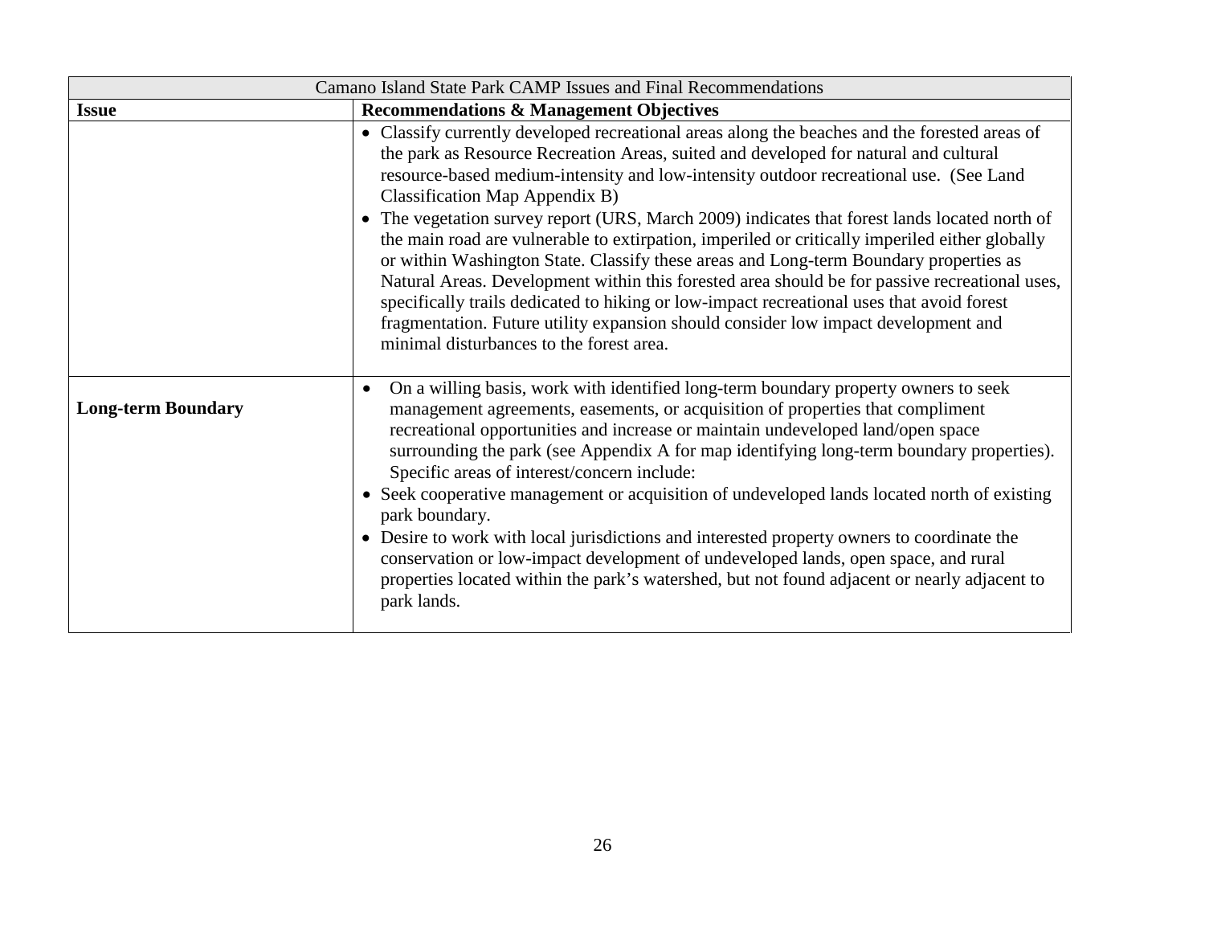| Camano Island State Park CAMP Issues and Final Recommendations | |
|---|---|
| **Issue** | **Recommendations & Management Objectives** |
| | • Classify currently developed recreational areas along the beaches and the forested areas of the park as Resource Recreation Areas, suited and developed for natural and cultural resource-based medium-intensity and low-intensity outdoor recreational use. (See Land Classification Map Appendix B)<br>• The vegetation survey report (URS, March 2009) indicates that forest lands located north of the main road are vulnerable to extirpation, imperiled or critically imperiled either globally or within Washington State. Classify these areas and Long-term Boundary properties as Natural Areas. Development within this forested area should be for passive recreational uses, specifically trails dedicated to hiking or low-impact recreational uses that avoid forest fragmentation. Future utility expansion should consider low impact development and minimal disturbances to the forest area. |
| **Long-term Boundary** | • On a willing basis, work with identified long-term boundary property owners to seek management agreements, easements, or acquisition of properties that compliment recreational opportunities and increase or maintain undeveloped land/open space surrounding the park (see Appendix A for map identifying long-term boundary properties). Specific areas of interest/concern include:<br>• Seek cooperative management or acquisition of undeveloped lands located north of existing park boundary.<br>• Desire to work with local jurisdictions and interested property owners to coordinate the conservation or low-impact development of undeveloped lands, open space, and rural properties located within the park's watershed, but not found adjacent or nearly adjacent to park lands. |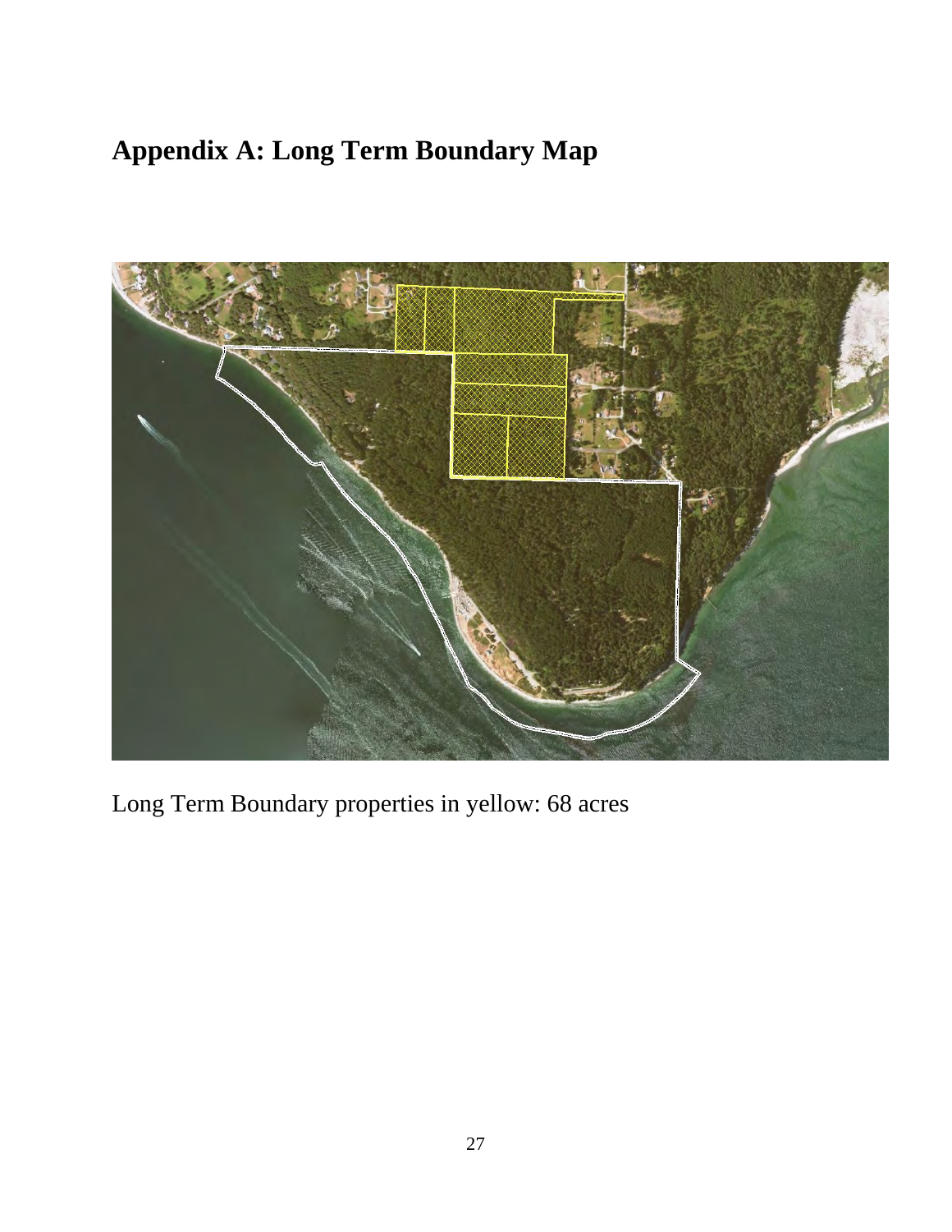# Appendix A: Long Term Boundary Map

Long Term Boundary properties in yellow: 68 acres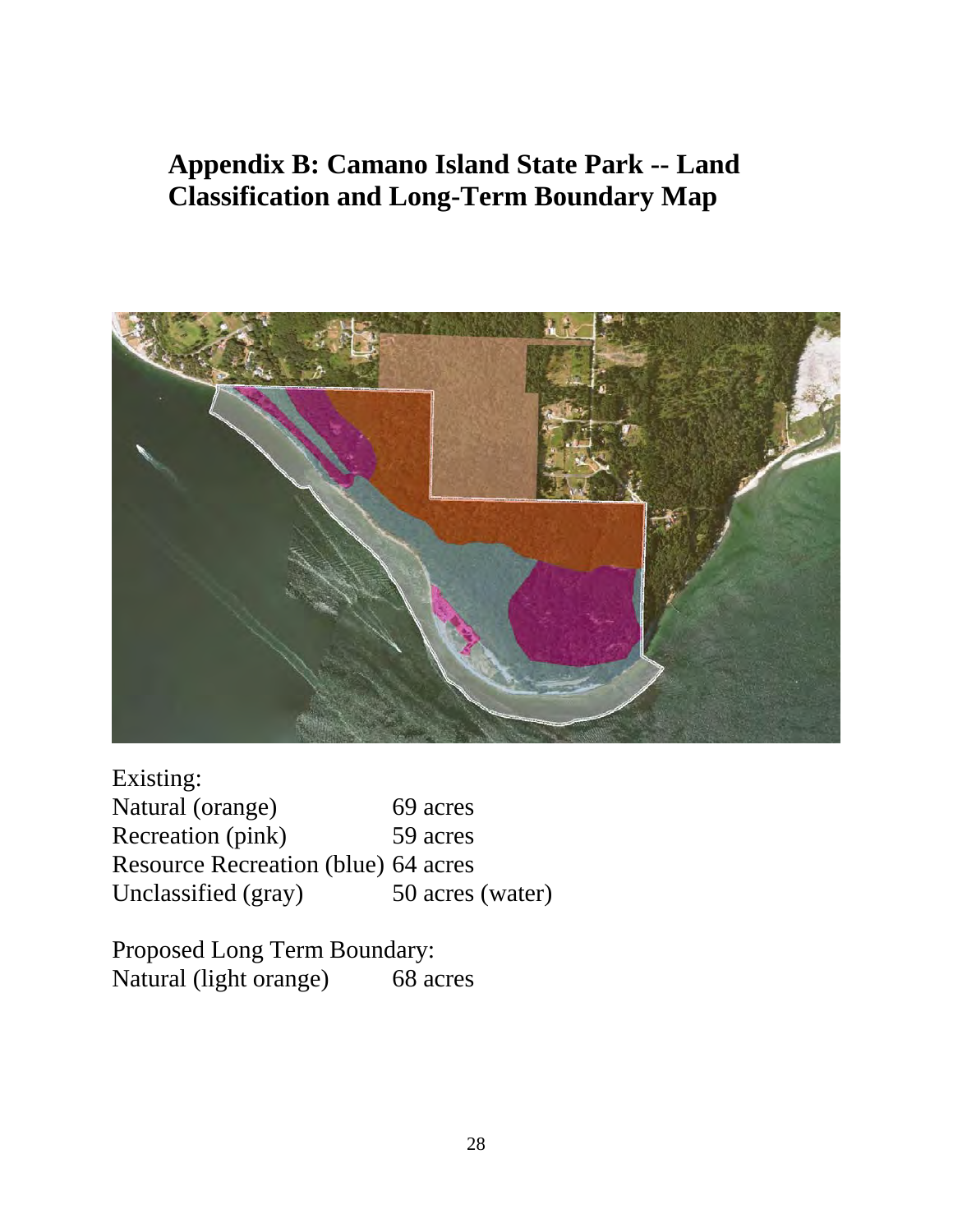# Appendix B: Camano Island State Park -- Land Classification and Long-Term Boundary Map

Existing:

| | |
|---|---|
| Natural (orange) | 69 acres |
| Recreation (pink) | 59 acres |
| Resource Recreation (blue) | 64 acres |
| Unclassified (gray) | 50 acres (water) |

Proposed Long Term Boundary:

| | |
|---|---|
| Natural (light orange) | 68 acres |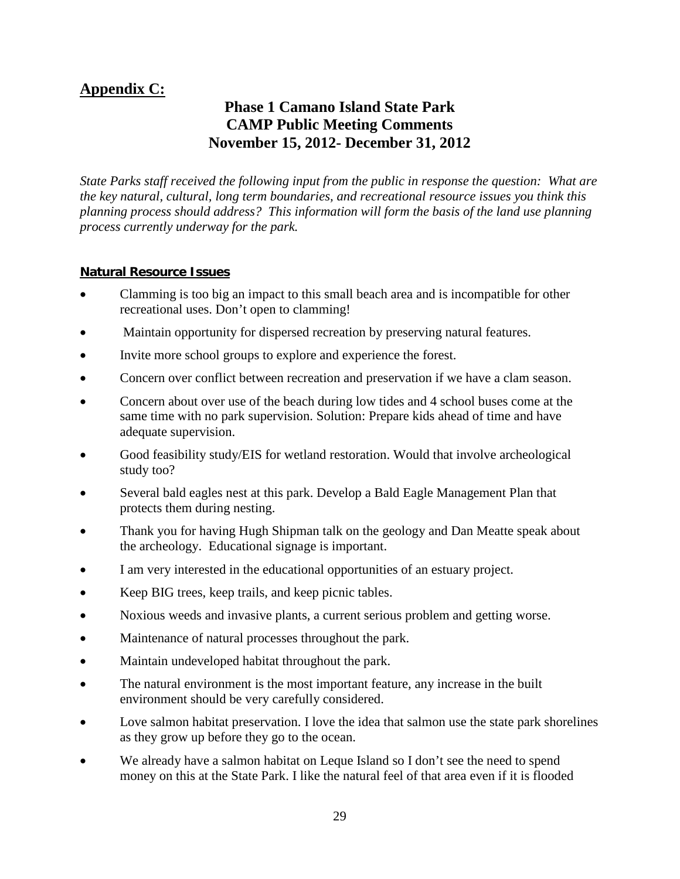## Appendix C:

### Phase 1 Camano Island State Park
### CAMP Public Meeting Comments
### November 15, 2012- December 31, 2012

*State Parks staff received the following input from the public in response the question: What are the key natural, cultural, long term boundaries, and recreational resource issues you think this planning process should address? This information will form the basis of the land use planning process currently underway for the park.*

**Natural Resource Issues**

- Clamming is too big an impact to this small beach area and is incompatible for other recreational uses. Don't open to clamming!
- Maintain opportunity for dispersed recreation by preserving natural features.
- Invite more school groups to explore and experience the forest.
- Concern over conflict between recreation and preservation if we have a clam season.
- Concern about over use of the beach during low tides and 4 school buses come at the same time with no park supervision. Solution: Prepare kids ahead of time and have adequate supervision.
- Good feasibility study/EIS for wetland restoration. Would that involve archeological study too?
- Several bald eagles nest at this park. Develop a Bald Eagle Management Plan that protects them during nesting.
- Thank you for having Hugh Shipman talk on the geology and Dan Meatte speak about the archeology. Educational signage is important.
- I am very interested in the educational opportunities of an estuary project.
- Keep BIG trees, keep trails, and keep picnic tables.
- Noxious weeds and invasive plants, a current serious problem and getting worse.
- Maintenance of natural processes throughout the park.
- Maintain undeveloped habitat throughout the park.
- The natural environment is the most important feature, any increase in the built environment should be very carefully considered.
- Love salmon habitat preservation. I love the idea that salmon use the state park shorelines as they grow up before they go to the ocean.
- We already have a salmon habitat on Leque Island so I don't see the need to spend money on this at the State Park. I like the natural feel of that area even if it is flooded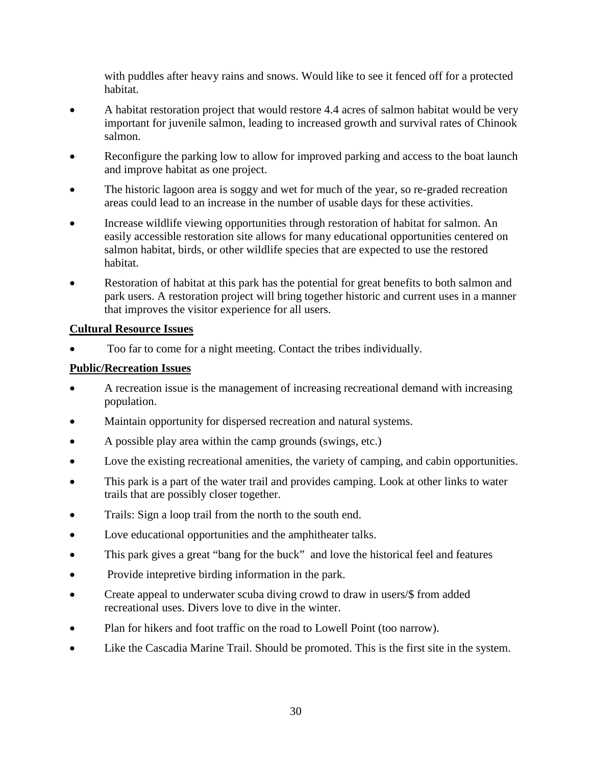with puddles after heavy rains and snows. Would like to see it fenced off for a protected habitat.

- A habitat restoration project that would restore 4.4 acres of salmon habitat would be very important for juvenile salmon, leading to increased growth and survival rates of Chinook salmon.
- Reconfigure the parking low to allow for improved parking and access to the boat launch and improve habitat as one project.
- The historic lagoon area is soggy and wet for much of the year, so re-graded recreation areas could lead to an increase in the number of usable days for these activities.
- Increase wildlife viewing opportunities through restoration of habitat for salmon. An easily accessible restoration site allows for many educational opportunities centered on salmon habitat, birds, or other wildlife species that are expected to use the restored habitat.
- Restoration of habitat at this park has the potential for great benefits to both salmon and park users. A restoration project will bring together historic and current uses in a manner that improves the visitor experience for all users.

**Cultural Resource Issues**

- Too far to come for a night meeting. Contact the tribes individually.

**Public/Recreation Issues**

- A recreation issue is the management of increasing recreational demand with increasing population.
- Maintain opportunity for dispersed recreation and natural systems.
- A possible play area within the camp grounds (swings, etc.)
- Love the existing recreational amenities, the variety of camping, and cabin opportunities.
- This park is a part of the water trail and provides camping. Look at other links to water trails that are possibly closer together.
- Trails: Sign a loop trail from the north to the south end.
- Love educational opportunities and the amphitheater talks.
- This park gives a great "bang for the buck" and love the historical feel and features
- Provide intepretive birding information in the park.
- Create appeal to underwater scuba diving crowd to draw in users/$ from added recreational uses. Divers love to dive in the winter.
- Plan for hikers and foot traffic on the road to Lowell Point (too narrow).
- Like the Cascadia Marine Trail. Should be promoted. This is the first site in the system.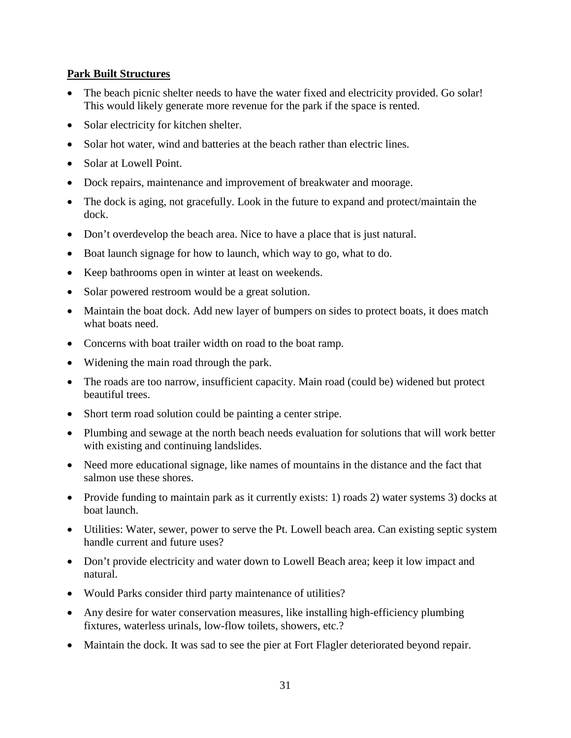**Park Built Structures**

- The beach picnic shelter needs to have the water fixed and electricity provided. Go solar! This would likely generate more revenue for the park if the space is rented.
- Solar electricity for kitchen shelter.
- Solar hot water, wind and batteries at the beach rather than electric lines.
- Solar at Lowell Point.
- Dock repairs, maintenance and improvement of breakwater and moorage.
- The dock is aging, not gracefully. Look in the future to expand and protect/maintain the dock.
- Don't overdevelop the beach area. Nice to have a place that is just natural.
- Boat launch signage for how to launch, which way to go, what to do.
- Keep bathrooms open in winter at least on weekends.
- Solar powered restroom would be a great solution.
- Maintain the boat dock. Add new layer of bumpers on sides to protect boats, it does match what boats need.
- Concerns with boat trailer width on road to the boat ramp.
- Widening the main road through the park.
- The roads are too narrow, insufficient capacity. Main road (could be) widened but protect beautiful trees.
- Short term road solution could be painting a center stripe.
- Plumbing and sewage at the north beach needs evaluation for solutions that will work better with existing and continuing landslides.
- Need more educational signage, like names of mountains in the distance and the fact that salmon use these shores.
- Provide funding to maintain park as it currently exists: 1) roads 2) water systems 3) docks at boat launch.
- Utilities: Water, sewer, power to serve the Pt. Lowell beach area. Can existing septic system handle current and future uses?
- Don't provide electricity and water down to Lowell Beach area; keep it low impact and natural.
- Would Parks consider third party maintenance of utilities?
- Any desire for water conservation measures, like installing high-efficiency plumbing fixtures, waterless urinals, low-flow toilets, showers, etc.?
- Maintain the dock. It was sad to see the pier at Fort Flagler deteriorated beyond repair.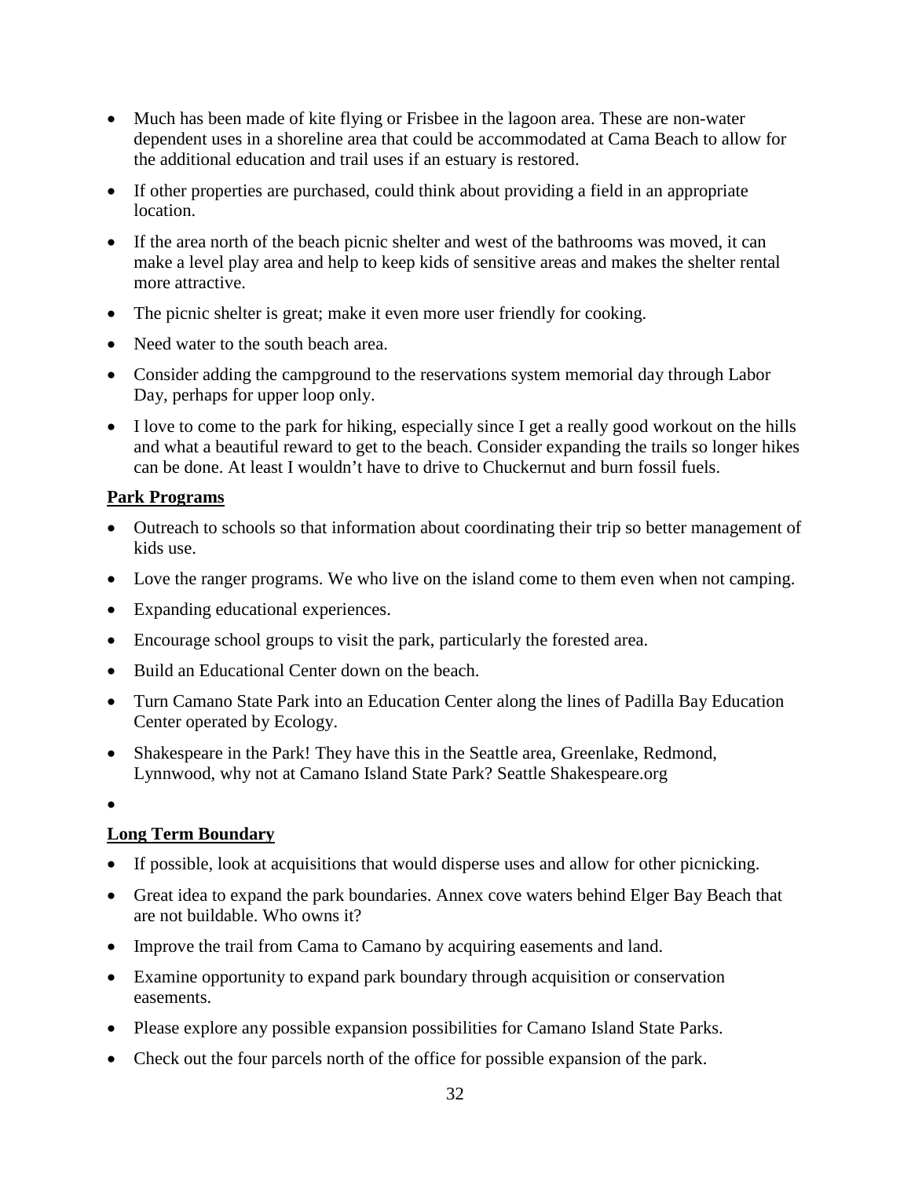- Much has been made of kite flying or Frisbee in the lagoon area. These are non-water dependent uses in a shoreline area that could be accommodated at Cama Beach to allow for the additional education and trail uses if an estuary is restored.
- If other properties are purchased, could think about providing a field in an appropriate location.
- If the area north of the beach picnic shelter and west of the bathrooms was moved, it can make a level play area and help to keep kids of sensitive areas and makes the shelter rental more attractive.
- The picnic shelter is great; make it even more user friendly for cooking.
- Need water to the south beach area.
- Consider adding the campground to the reservations system memorial day through Labor Day, perhaps for upper loop only.
- I love to come to the park for hiking, especially since I get a really good workout on the hills and what a beautiful reward to get to the beach. Consider expanding the trails so longer hikes can be done. At least I wouldn't have to drive to Chuckernut and burn fossil fuels.

**Park Programs**

- Outreach to schools so that information about coordinating their trip so better management of kids use.
- Love the ranger programs. We who live on the island come to them even when not camping.
- Expanding educational experiences.
- Encourage school groups to visit the park, particularly the forested area.
- Build an Educational Center down on the beach.
- Turn Camano State Park into an Education Center along the lines of Padilla Bay Education Center operated by Ecology.
- Shakespeare in the Park! They have this in the Seattle area, Greenlake, Redmond, Lynnwood, why not at Camano Island State Park? Seattle Shakespeare.org
- 

**Long Term Boundary**

- If possible, look at acquisitions that would disperse uses and allow for other picnicking.
- Great idea to expand the park boundaries. Annex cove waters behind Elger Bay Beach that are not buildable. Who owns it?
- Improve the trail from Cama to Camano by acquiring easements and land.
- Examine opportunity to expand park boundary through acquisition or conservation easements.
- Please explore any possible expansion possibilities for Camano Island State Parks.
- Check out the four parcels north of the office for possible expansion of the park.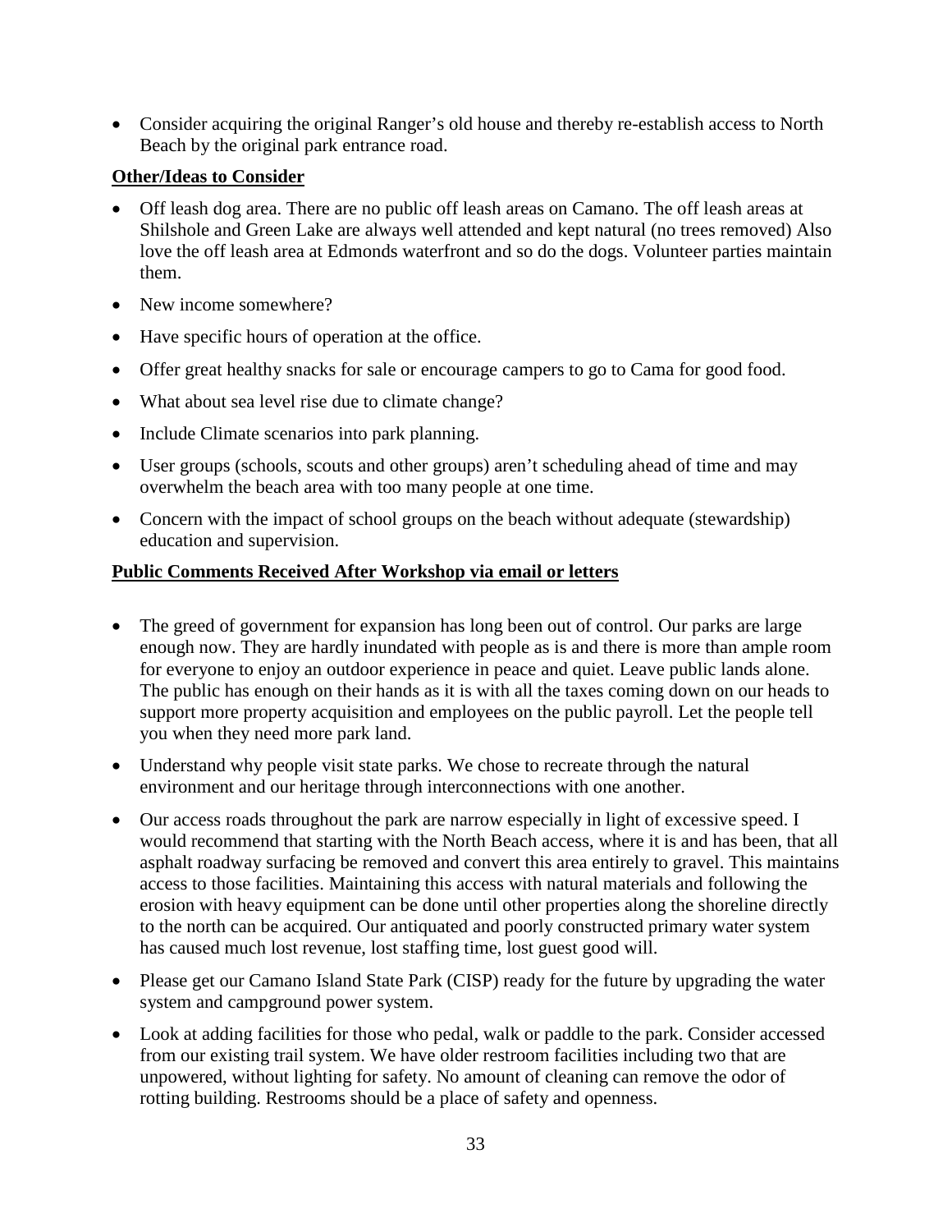- Consider acquiring the original Ranger's old house and thereby re-establish access to North Beach by the original park entrance road.

**Other/Ideas to Consider**

- Off leash dog area. There are no public off leash areas on Camano. The off leash areas at Shilshole and Green Lake are always well attended and kept natural (no trees removed) Also love the off leash area at Edmonds waterfront and so do the dogs. Volunteer parties maintain them.
- New income somewhere?
- Have specific hours of operation at the office.
- Offer great healthy snacks for sale or encourage campers to go to Cama for good food.
- What about sea level rise due to climate change?
- Include Climate scenarios into park planning.
- User groups (schools, scouts and other groups) aren't scheduling ahead of time and may overwhelm the beach area with too many people at one time.
- Concern with the impact of school groups on the beach without adequate (stewardship) education and supervision.

**Public Comments Received After Workshop via email or letters**

- The greed of government for expansion has long been out of control. Our parks are large enough now. They are hardly inundated with people as is and there is more than ample room for everyone to enjoy an outdoor experience in peace and quiet. Leave public lands alone. The public has enough on their hands as it is with all the taxes coming down on our heads to support more property acquisition and employees on the public payroll. Let the people tell you when they need more park land.
- Understand why people visit state parks. We chose to recreate through the natural environment and our heritage through interconnections with one another.
- Our access roads throughout the park are narrow especially in light of excessive speed. I would recommend that starting with the North Beach access, where it is and has been, that all asphalt roadway surfacing be removed and convert this area entirely to gravel. This maintains access to those facilities. Maintaining this access with natural materials and following the erosion with heavy equipment can be done until other properties along the shoreline directly to the north can be acquired. Our antiquated and poorly constructed primary water system has caused much lost revenue, lost staffing time, lost guest good will.
- Please get our Camano Island State Park (CISP) ready for the future by upgrading the water system and campground power system.
- Look at adding facilities for those who pedal, walk or paddle to the park. Consider accessed from our existing trail system. We have older restroom facilities including two that are unpowered, without lighting for safety. No amount of cleaning can remove the odor of rotting building. Restrooms should be a place of safety and openness.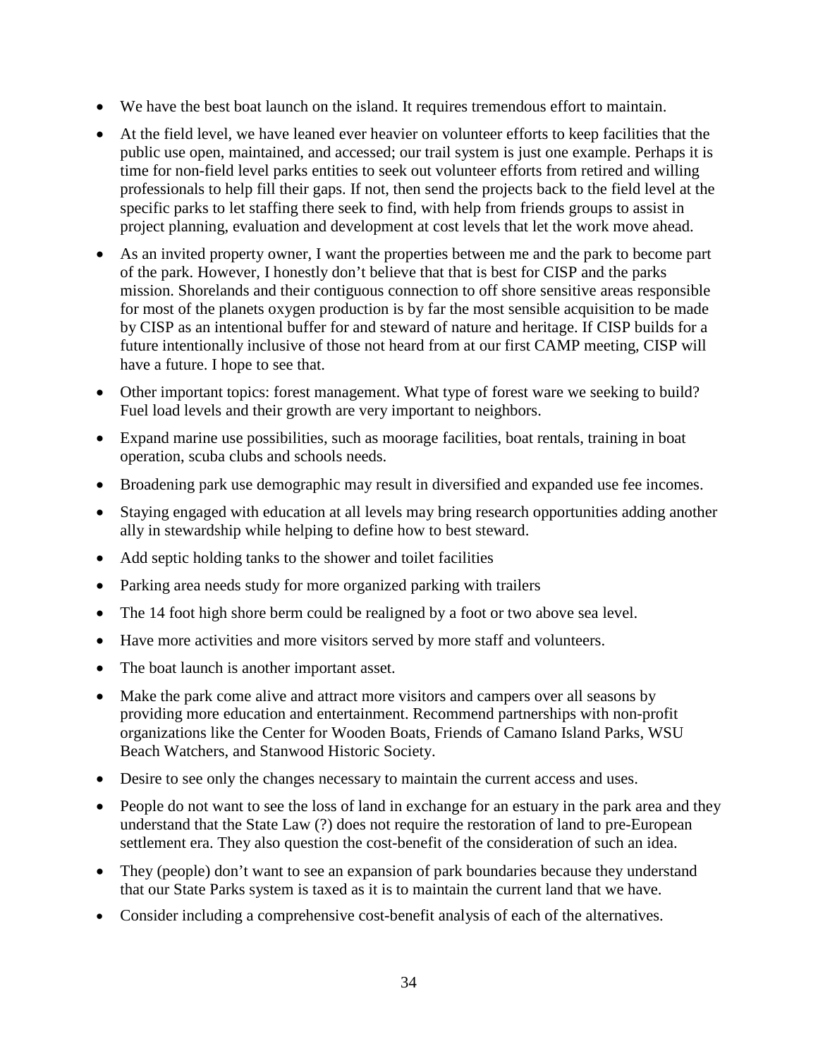- We have the best boat launch on the island. It requires tremendous effort to maintain.
- At the field level, we have leaned ever heavier on volunteer efforts to keep facilities that the public use open, maintained, and accessed; our trail system is just one example. Perhaps it is time for non-field level parks entities to seek out volunteer efforts from retired and willing professionals to help fill their gaps. If not, then send the projects back to the field level at the specific parks to let staffing there seek to find, with help from friends groups to assist in project planning, evaluation and development at cost levels that let the work move ahead.
- As an invited property owner, I want the properties between me and the park to become part of the park. However, I honestly don't believe that that is best for CISP and the parks mission. Shorelands and their contiguous connection to off shore sensitive areas responsible for most of the planets oxygen production is by far the most sensible acquisition to be made by CISP as an intentional buffer for and steward of nature and heritage. If CISP builds for a future intentionally inclusive of those not heard from at our first CAMP meeting, CISP will have a future. I hope to see that.
- Other important topics: forest management. What type of forest ware we seeking to build? Fuel load levels and their growth are very important to neighbors.
- Expand marine use possibilities, such as moorage facilities, boat rentals, training in boat operation, scuba clubs and schools needs.
- Broadening park use demographic may result in diversified and expanded use fee incomes.
- Staying engaged with education at all levels may bring research opportunities adding another ally in stewardship while helping to define how to best steward.
- Add septic holding tanks to the shower and toilet facilities
- Parking area needs study for more organized parking with trailers
- The 14 foot high shore berm could be realigned by a foot or two above sea level.
- Have more activities and more visitors served by more staff and volunteers.
- The boat launch is another important asset.
- Make the park come alive and attract more visitors and campers over all seasons by providing more education and entertainment. Recommend partnerships with non-profit organizations like the Center for Wooden Boats, Friends of Camano Island Parks, WSU Beach Watchers, and Stanwood Historic Society.
- Desire to see only the changes necessary to maintain the current access and uses.
- People do not want to see the loss of land in exchange for an estuary in the park area and they understand that the State Law (?) does not require the restoration of land to pre-European settlement era. They also question the cost-benefit of the consideration of such an idea.
- They (people) don't want to see an expansion of park boundaries because they understand that our State Parks system is taxed as it is to maintain the current land that we have.
- Consider including a comprehensive cost-benefit analysis of each of the alternatives.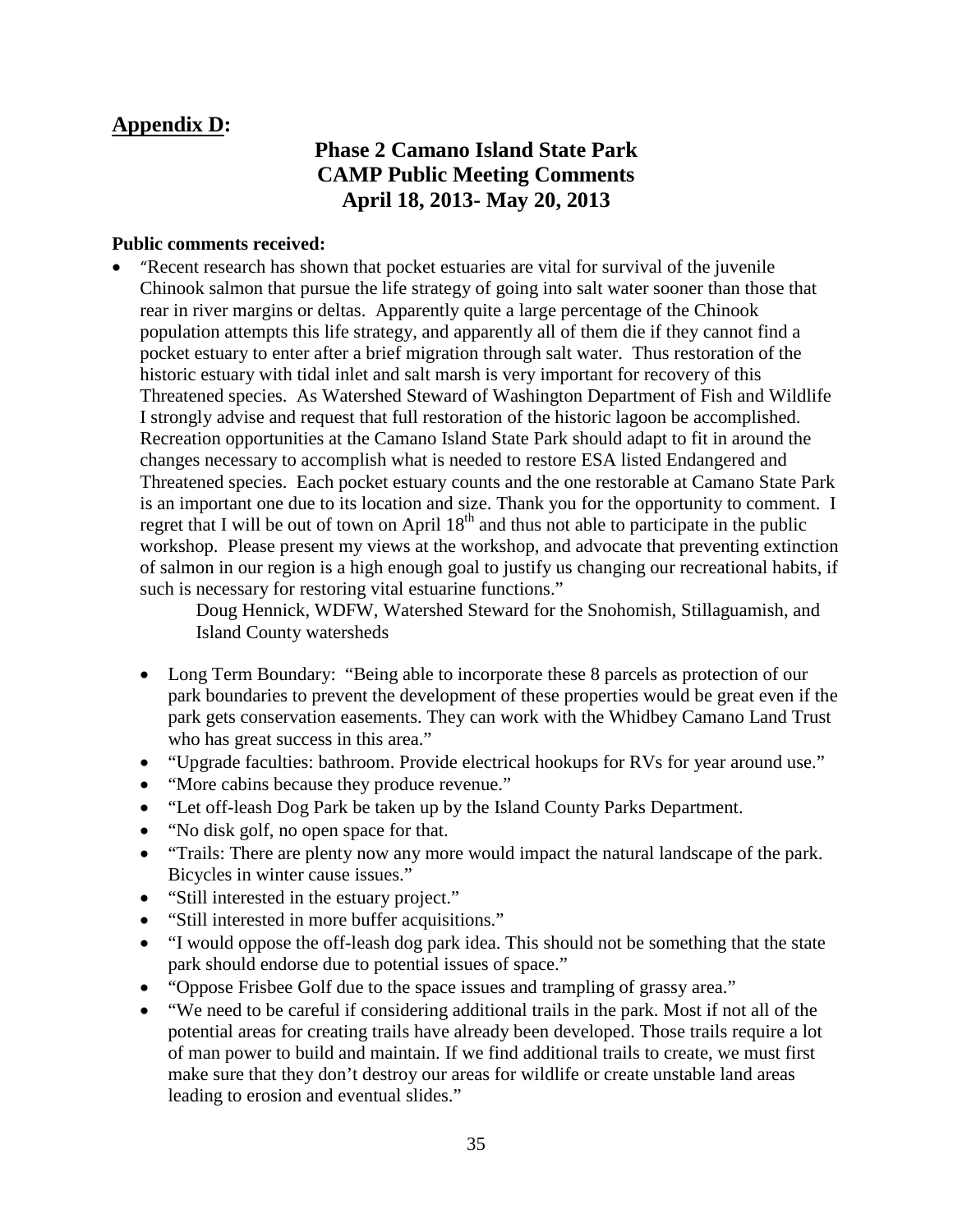## **Appendix D:**

# Phase 2 Camano Island State Park
# CAMP Public Meeting Comments
# April 18, 2013- May 20, 2013

**Public comments received:**

- "Recent research has shown that pocket estuaries are vital for survival of the juvenile Chinook salmon that pursue the life strategy of going into salt water sooner than those that rear in river margins or deltas. Apparently quite a large percentage of the Chinook population attempts this life strategy, and apparently all of them die if they cannot find a pocket estuary to enter after a brief migration through salt water. Thus restoration of the historic estuary with tidal inlet and salt marsh is very important for recovery of this Threatened species. As Watershed Steward of Washington Department of Fish and Wildlife I strongly advise and request that full restoration of the historic lagoon be accomplished. Recreation opportunities at the Camano Island State Park should adapt to fit in around the changes necessary to accomplish what is needed to restore ESA listed Endangered and Threatened species. Each pocket estuary counts and the one restorable at Camano State Park is an important one due to its location and size. Thank you for the opportunity to comment. I regret that I will be out of town on April 18th and thus not able to participate in the public workshop. Please present my views at the workshop, and advocate that preventing extinction of salmon in our region is a high enough goal to justify us changing our recreational habits, if such is necessary for restoring vital estuarine functions."

  Doug Hennick, WDFW, Watershed Steward for the Snohomish, Stillaguamish, and Island County watersheds

  - Long Term Boundary: "Being able to incorporate these 8 parcels as protection of our park boundaries to prevent the development of these properties would be great even if the park gets conservation easements. They can work with the Whidbey Camano Land Trust who has great success in this area."
  - "Upgrade faculties: bathroom. Provide electrical hookups for RVs for year around use."
  - "More cabins because they produce revenue."
  - "Let off-leash Dog Park be taken up by the Island County Parks Department.
  - "No disk golf, no open space for that.
  - "Trails: There are plenty now any more would impact the natural landscape of the park. Bicycles in winter cause issues."
  - "Still interested in the estuary project."
  - "Still interested in more buffer acquisitions."
  - "I would oppose the off-leash dog park idea. This should not be something that the state park should endorse due to potential issues of space."
  - "Oppose Frisbee Golf due to the space issues and trampling of grassy area."
  - "We need to be careful if considering additional trails in the park. Most if not all of the potential areas for creating trails have already been developed. Those trails require a lot of man power to build and maintain. If we find additional trails to create, we must first make sure that they don't destroy our areas for wildlife or create unstable land areas leading to erosion and eventual slides."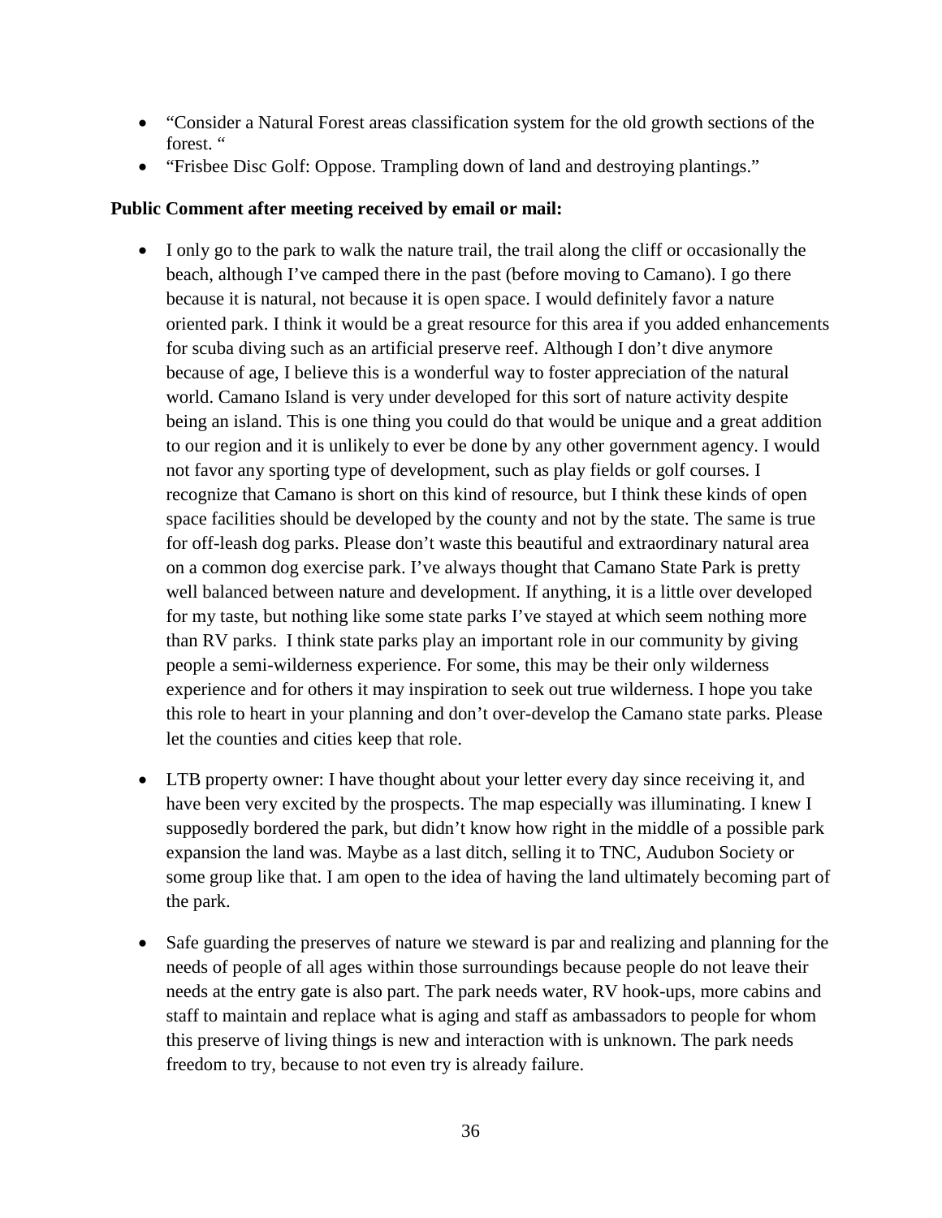- “Consider a Natural Forest areas classification system for the old growth sections of the forest. “
- “Frisbee Disc Golf: Oppose. Trampling down of land and destroying plantings.”

**Public Comment after meeting received by email or mail:**

- I only go to the park to walk the nature trail, the trail along the cliff or occasionally the beach, although I’ve camped there in the past (before moving to Camano). I go there because it is natural, not because it is open space. I would definitely favor a nature oriented park. I think it would be a great resource for this area if you added enhancements for scuba diving such as an artificial preserve reef. Although I don’t dive anymore because of age, I believe this is a wonderful way to foster appreciation of the natural world. Camano Island is very under developed for this sort of nature activity despite being an island. This is one thing you could do that would be unique and a great addition to our region and it is unlikely to ever be done by any other government agency. I would not favor any sporting type of development, such as play fields or golf courses. I recognize that Camano is short on this kind of resource, but I think these kinds of open space facilities should be developed by the county and not by the state. The same is true for off-leash dog parks. Please don’t waste this beautiful and extraordinary natural area on a common dog exercise park. I’ve always thought that Camano State Park is pretty well balanced between nature and development. If anything, it is a little over developed for my taste, but nothing like some state parks I’ve stayed at which seem nothing more than RV parks. I think state parks play an important role in our community by giving people a semi-wilderness experience. For some, this may be their only wilderness experience and for others it may inspiration to seek out true wilderness. I hope you take this role to heart in your planning and don’t over-develop the Camano state parks. Please let the counties and cities keep that role.

- LTB property owner: I have thought about your letter every day since receiving it, and have been very excited by the prospects. The map especially was illuminating. I knew I supposedly bordered the park, but didn’t know how right in the middle of a possible park expansion the land was. Maybe as a last ditch, selling it to TNC, Audubon Society or some group like that. I am open to the idea of having the land ultimately becoming part of the park.

- Safe guarding the preserves of nature we steward is par and realizing and planning for the needs of people of all ages within those surroundings because people do not leave their needs at the entry gate is also part. The park needs water, RV hook-ups, more cabins and staff to maintain and replace what is aging and staff as ambassadors to people for whom this preserve of living things is new and interaction with is unknown. The park needs freedom to try, because to not even try is already failure.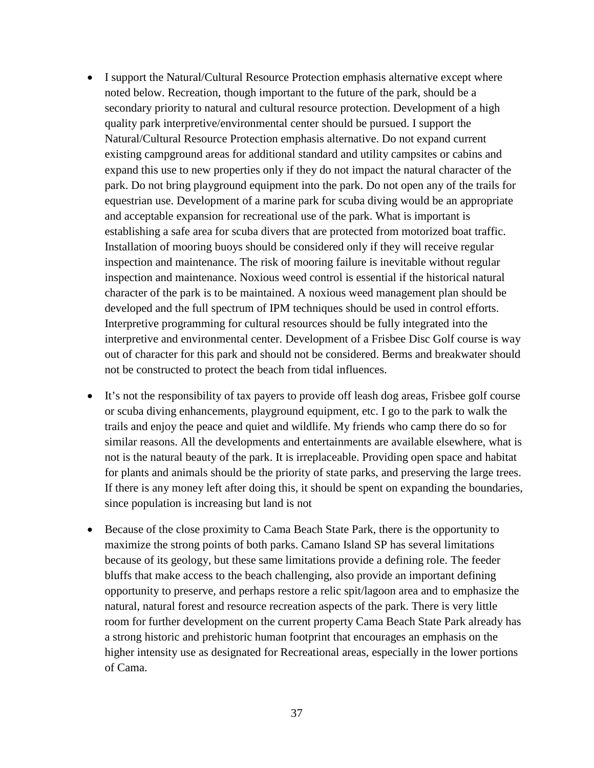- I support the Natural/Cultural Resource Protection emphasis alternative except where noted below. Recreation, though important to the future of the park, should be a secondary priority to natural and cultural resource protection. Development of a high quality park interpretive/environmental center should be pursued. I support the Natural/Cultural Resource Protection emphasis alternative. Do not expand current existing campground areas for additional standard and utility campsites or cabins and expand this use to new properties only if they do not impact the natural character of the park. Do not bring playground equipment into the park. Do not open any of the trails for equestrian use. Development of a marine park for scuba diving would be an appropriate and acceptable expansion for recreational use of the park. What is important is establishing a safe area for scuba divers that are protected from motorized boat traffic. Installation of mooring buoys should be considered only if they will receive regular inspection and maintenance. The risk of mooring failure is inevitable without regular inspection and maintenance. Noxious weed control is essential if the historical natural character of the park is to be maintained. A noxious weed management plan should be developed and the full spectrum of IPM techniques should be used in control efforts. Interpretive programming for cultural resources should be fully integrated into the interpretive and environmental center. Development of a Frisbee Disc Golf course is way out of character for this park and should not be considered. Berms and breakwater should not be constructed to protect the beach from tidal influences.

- It's not the responsibility of tax payers to provide off leash dog areas, Frisbee golf course or scuba diving enhancements, playground equipment, etc. I go to the park to walk the trails and enjoy the peace and quiet and wildlife. My friends who camp there do so for similar reasons. All the developments and entertainments are available elsewhere, what is not is the natural beauty of the park. It is irreplaceable. Providing open space and habitat for plants and animals should be the priority of state parks, and preserving the large trees. If there is any money left after doing this, it should be spent on expanding the boundaries, since population is increasing but land is not

- Because of the close proximity to Cama Beach State Park, there is the opportunity to maximize the strong points of both parks. Camano Island SP has several limitations because of its geology, but these same limitations provide a defining role. The feeder bluffs that make access to the beach challenging, also provide an important defining opportunity to preserve, and perhaps restore a relic spit/lagoon area and to emphasize the natural, natural forest and resource recreation aspects of the park. There is very little room for further development on the current property Cama Beach State Park already has a strong historic and prehistoric human footprint that encourages an emphasis on the higher intensity use as designated for Recreational areas, especially in the lower portions of Cama.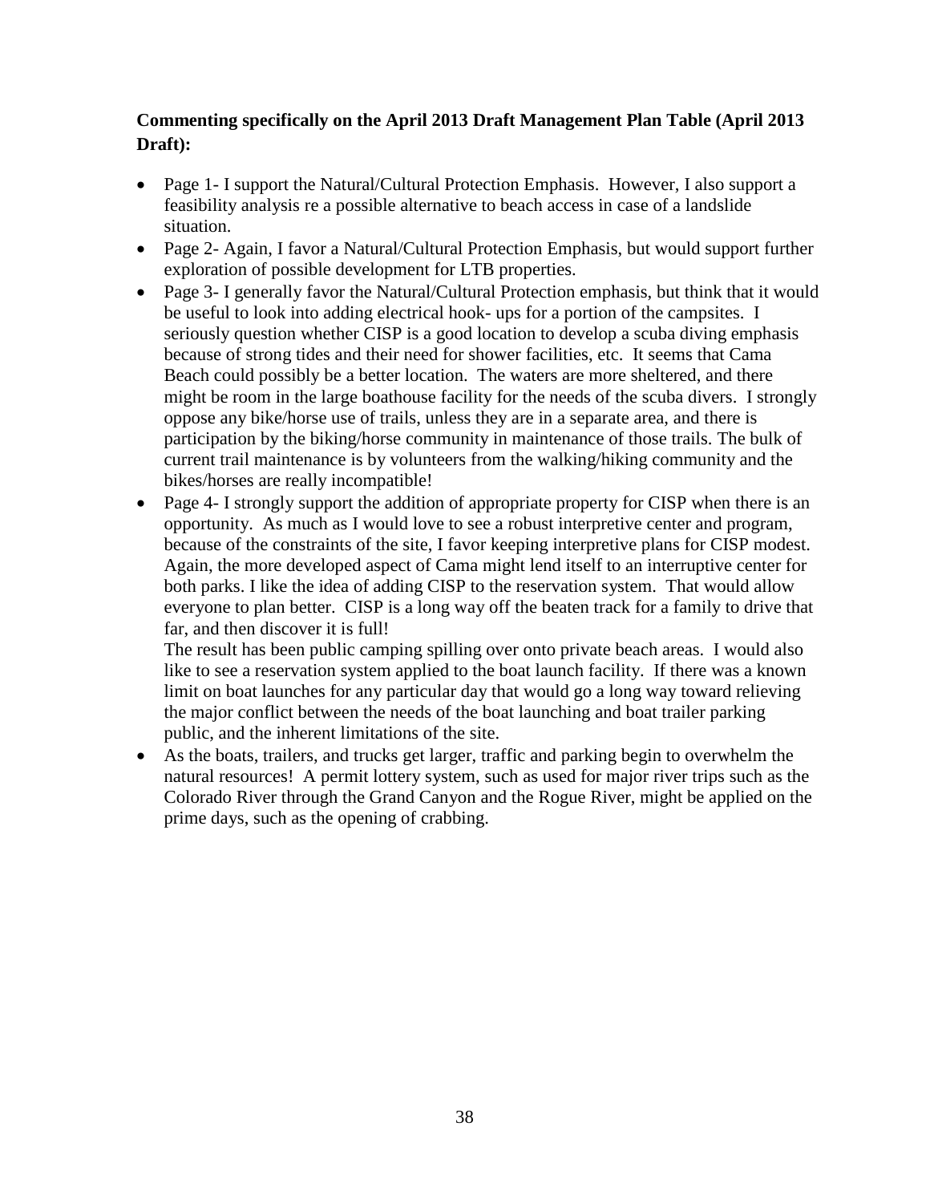**Commenting specifically on the April 2013 Draft Management Plan Table (April 2013 Draft):**

- Page 1- I support the Natural/Cultural Protection Emphasis. However, I also support a feasibility analysis re a possible alternative to beach access in case of a landslide situation.
- Page 2- Again, I favor a Natural/Cultural Protection Emphasis, but would support further exploration of possible development for LTB properties.
- Page 3- I generally favor the Natural/Cultural Protection emphasis, but think that it would be useful to look into adding electrical hook- ups for a portion of the campsites. I seriously question whether CISP is a good location to develop a scuba diving emphasis because of strong tides and their need for shower facilities, etc. It seems that Cama Beach could possibly be a better location. The waters are more sheltered, and there might be room in the large boathouse facility for the needs of the scuba divers. I strongly oppose any bike/horse use of trails, unless they are in a separate area, and there is participation by the biking/horse community in maintenance of those trails. The bulk of current trail maintenance is by volunteers from the walking/hiking community and the bikes/horses are really incompatible!
- Page 4- I strongly support the addition of appropriate property for CISP when there is an opportunity. As much as I would love to see a robust interpretive center and program, because of the constraints of the site, I favor keeping interpretive plans for CISP modest. Again, the more developed aspect of Cama might lend itself to an interruptive center for both parks. I like the idea of adding CISP to the reservation system. That would allow everyone to plan better. CISP is a long way off the beaten track for a family to drive that far, and then discover it is full!

  The result has been public camping spilling over onto private beach areas. I would also like to see a reservation system applied to the boat launch facility. If there was a known limit on boat launches for any particular day that would go a long way toward relieving the major conflict between the needs of the boat launching and boat trailer parking public, and the inherent limitations of the site.
- As the boats, trailers, and trucks get larger, traffic and parking begin to overwhelm the natural resources! A permit lottery system, such as used for major river trips such as the Colorado River through the Grand Canyon and the Rogue River, might be applied on the prime days, such as the opening of crabbing.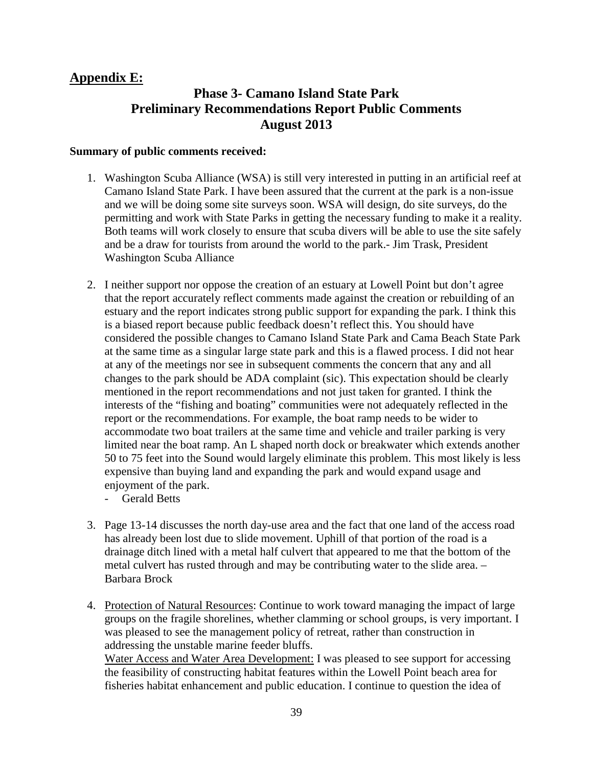## **Appendix E:**

# Phase 3- Camano Island State Park Preliminary Recommendations Report Public Comments August 2013

**Summary of public comments received:**

1. Washington Scuba Alliance (WSA) is still very interested in putting in an artificial reef at Camano Island State Park. I have been assured that the current at the park is a non-issue and we will be doing some site surveys soon. WSA will design, do site surveys, do the permitting and work with State Parks in getting the necessary funding to make it a reality. Both teams will work closely to ensure that scuba divers will be able to use the site safely and be a draw for tourists from around the world to the park.- Jim Trask, President Washington Scuba Alliance

2. I neither support nor oppose the creation of an estuary at Lowell Point but don't agree that the report accurately reflect comments made against the creation or rebuilding of an estuary and the report indicates strong public support for expanding the park. I think this is a biased report because public feedback doesn't reflect this. You should have considered the possible changes to Camano Island State Park and Cama Beach State Park at the same time as a singular large state park and this is a flawed process. I did not hear at any of the meetings nor see in subsequent comments the concern that any and all changes to the park should be ADA complaint (sic). This expectation should be clearly mentioned in the report recommendations and not just taken for granted. I think the interests of the "fishing and boating" communities were not adequately reflected in the report or the recommendations. For example, the boat ramp needs to be wider to accommodate two boat trailers at the same time and vehicle and trailer parking is very limited near the boat ramp. An L shaped north dock or breakwater which extends another 50 to 75 feet into the Sound would largely eliminate this problem. This most likely is less expensive than buying land and expanding the park and would expand usage and enjoyment of the park.
   - Gerald Betts

3. Page 13-14 discusses the north day-use area and the fact that one land of the access road has already been lost due to slide movement. Uphill of that portion of the road is a drainage ditch lined with a metal half culvert that appeared to me that the bottom of the metal culvert has rusted through and may be contributing water to the slide area. – Barbara Brock

4. Protection of Natural Resources: Continue to work toward managing the impact of large groups on the fragile shorelines, whether clamming or school groups, is very important. I was pleased to see the management policy of retreat, rather than construction in addressing the unstable marine feeder bluffs.
   Water Access and Water Area Development: I was pleased to see support for accessing the feasibility of constructing habitat features within the Lowell Point beach area for fisheries habitat enhancement and public education. I continue to question the idea of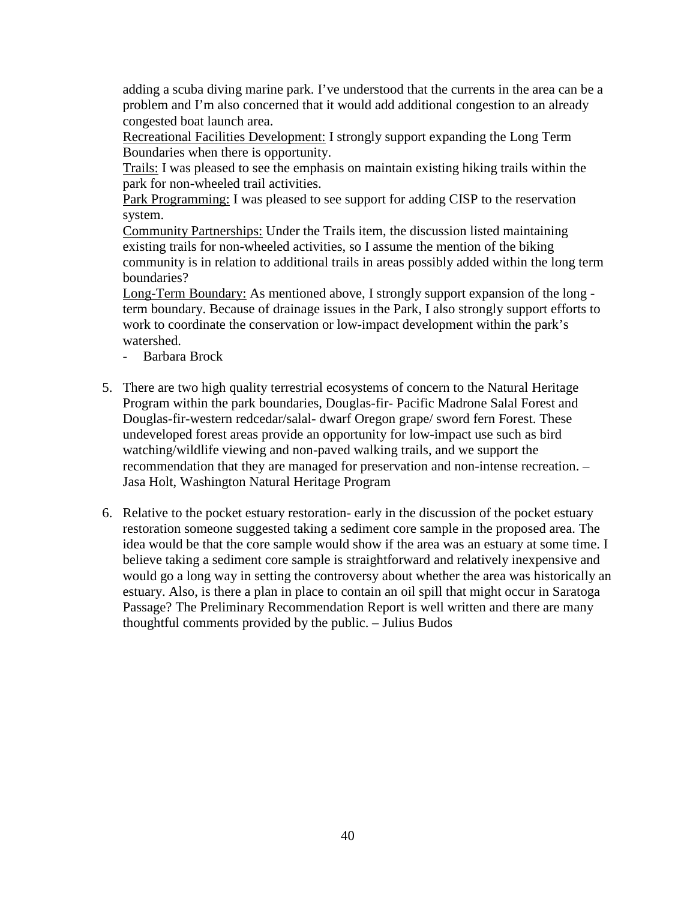adding a scuba diving marine park. I've understood that the currents in the area can be a problem and I'm also concerned that it would add additional congestion to an already congested boat launch area.

<u>Recreational Facilities Development:</u> I strongly support expanding the Long Term Boundaries when there is opportunity.

<u>Trails:</u> I was pleased to see the emphasis on maintain existing hiking trails within the park for non-wheeled trail activities.

<u>Park Programming:</u> I was pleased to see support for adding CISP to the reservation system.

<u>Community Partnerships:</u> Under the Trails item, the discussion listed maintaining existing trails for non-wheeled activities, so I assume the mention of the biking community is in relation to additional trails in areas possibly added within the long term boundaries?

<u>Long-Term Boundary:</u> As mentioned above, I strongly support expansion of the long - term boundary. Because of drainage issues in the Park, I also strongly support efforts to work to coordinate the conservation or low-impact development within the park's watershed.

- Barbara Brock

5. There are two high quality terrestrial ecosystems of concern to the Natural Heritage Program within the park boundaries, Douglas-fir- Pacific Madrone Salal Forest and Douglas-fir-western redcedar/salal- dwarf Oregon grape/ sword fern Forest. These undeveloped forest areas provide an opportunity for low-impact use such as bird watching/wildlife viewing and non-paved walking trails, and we support the recommendation that they are managed for preservation and non-intense recreation. – Jasa Holt, Washington Natural Heritage Program

6. Relative to the pocket estuary restoration- early in the discussion of the pocket estuary restoration someone suggested taking a sediment core sample in the proposed area. The idea would be that the core sample would show if the area was an estuary at some time. I believe taking a sediment core sample is straightforward and relatively inexpensive and would go a long way in setting the controversy about whether the area was historically an estuary. Also, is there a plan in place to contain an oil spill that might occur in Saratoga Passage? The Preliminary Recommendation Report is well written and there are many thoughtful comments provided by the public. – Julius Budos